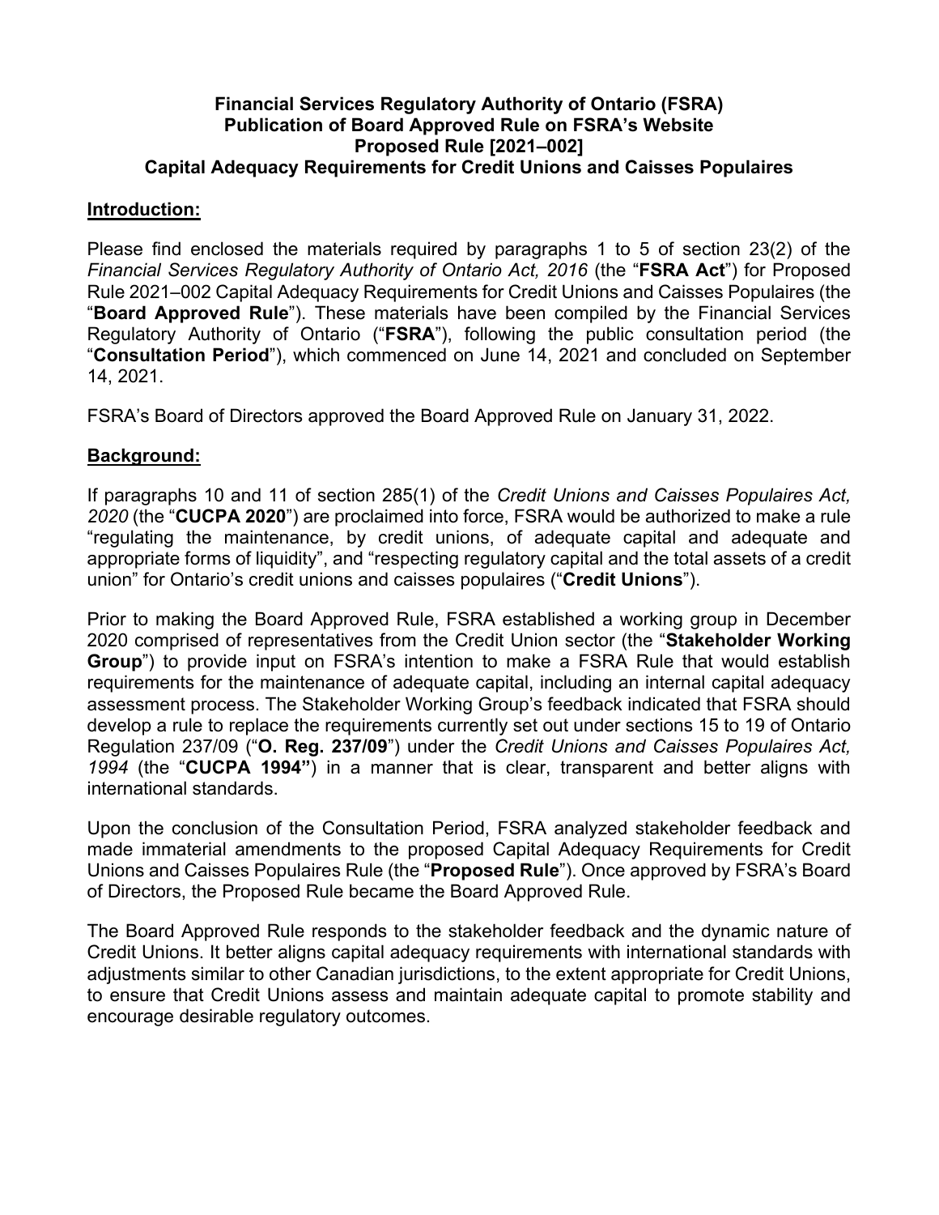**Financial Services Regulatory Authority of Ontario (FSRA)**
**Publication of Board Approved Rule on FSRA's Website**
**Proposed Rule [2021–002]**
**Capital Adequacy Requirements for Credit Unions and Caisses Populaires**

## Introduction:

Please find enclosed the materials required by paragraphs 1 to 5 of section 23(2) of the *Financial Services Regulatory Authority of Ontario Act, 2016* (the "**FSRA Act**") for Proposed Rule 2021–002 Capital Adequacy Requirements for Credit Unions and Caisses Populaires (the "**Board Approved Rule**"). These materials have been compiled by the Financial Services Regulatory Authority of Ontario ("**FSRA**"), following the public consultation period (the "**Consultation Period**"), which commenced on June 14, 2021 and concluded on September 14, 2021.

FSRA's Board of Directors approved the Board Approved Rule on January 31, 2022.

## Background:

If paragraphs 10 and 11 of section 285(1) of the *Credit Unions and Caisses Populaires Act, 2020* (the "**CUCPA 2020**") are proclaimed into force, FSRA would be authorized to make a rule "regulating the maintenance, by credit unions, of adequate capital and adequate and appropriate forms of liquidity", and "respecting regulatory capital and the total assets of a credit union" for Ontario's credit unions and caisses populaires ("**Credit Unions**").

Prior to making the Board Approved Rule, FSRA established a working group in December 2020 comprised of representatives from the Credit Union sector (the "**Stakeholder Working Group**") to provide input on FSRA's intention to make a FSRA Rule that would establish requirements for the maintenance of adequate capital, including an internal capital adequacy assessment process. The Stakeholder Working Group's feedback indicated that FSRA should develop a rule to replace the requirements currently set out under sections 15 to 19 of Ontario Regulation 237/09 ("**O. Reg. 237/09**") under the *Credit Unions and Caisses Populaires Act, 1994* (the "**CUCPA 1994"**) in a manner that is clear, transparent and better aligns with international standards.

Upon the conclusion of the Consultation Period, FSRA analyzed stakeholder feedback and made immaterial amendments to the proposed Capital Adequacy Requirements for Credit Unions and Caisses Populaires Rule (the "**Proposed Rule**"). Once approved by FSRA's Board of Directors, the Proposed Rule became the Board Approved Rule.

The Board Approved Rule responds to the stakeholder feedback and the dynamic nature of Credit Unions. It better aligns capital adequacy requirements with international standards with adjustments similar to other Canadian jurisdictions, to the extent appropriate for Credit Unions, to ensure that Credit Unions assess and maintain adequate capital to promote stability and encourage desirable regulatory outcomes.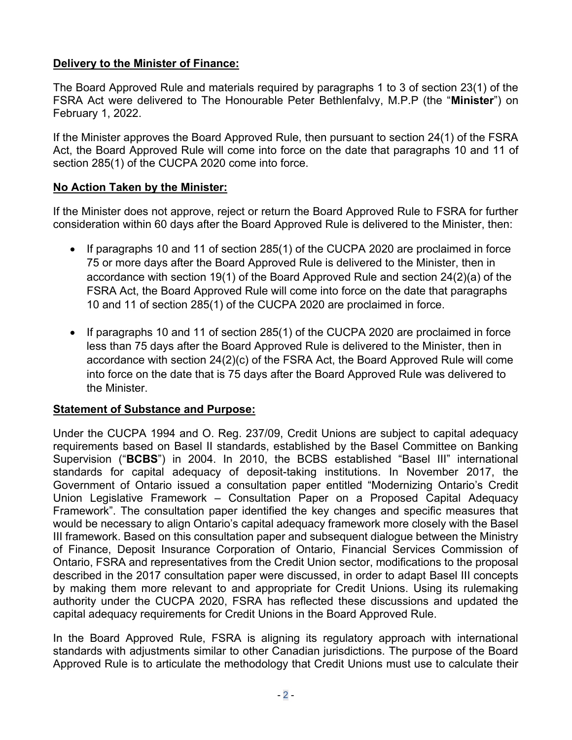**Delivery to the Minister of Finance:**

The Board Approved Rule and materials required by paragraphs 1 to 3 of section 23(1) of the FSRA Act were delivered to The Honourable Peter Bethlenfalvy, M.P.P (the "**Minister**") on February 1, 2022.

If the Minister approves the Board Approved Rule, then pursuant to section 24(1) of the FSRA Act, the Board Approved Rule will come into force on the date that paragraphs 10 and 11 of section 285(1) of the CUCPA 2020 come into force.

**No Action Taken by the Minister:**

If the Minister does not approve, reject or return the Board Approved Rule to FSRA for further consideration within 60 days after the Board Approved Rule is delivered to the Minister, then:

- If paragraphs 10 and 11 of section 285(1) of the CUCPA 2020 are proclaimed in force 75 or more days after the Board Approved Rule is delivered to the Minister, then in accordance with section 19(1) of the Board Approved Rule and section 24(2)(a) of the FSRA Act, the Board Approved Rule will come into force on the date that paragraphs 10 and 11 of section 285(1) of the CUCPA 2020 are proclaimed in force.

- If paragraphs 10 and 11 of section 285(1) of the CUCPA 2020 are proclaimed in force less than 75 days after the Board Approved Rule is delivered to the Minister, then in accordance with section 24(2)(c) of the FSRA Act, the Board Approved Rule will come into force on the date that is 75 days after the Board Approved Rule was delivered to the Minister.

**Statement of Substance and Purpose:**

Under the CUCPA 1994 and O. Reg. 237/09, Credit Unions are subject to capital adequacy requirements based on Basel II standards, established by the Basel Committee on Banking Supervision ("**BCBS**") in 2004. In 2010, the BCBS established "Basel III" international standards for capital adequacy of deposit-taking institutions. In November 2017, the Government of Ontario issued a consultation paper entitled "Modernizing Ontario's Credit Union Legislative Framework – Consultation Paper on a Proposed Capital Adequacy Framework". The consultation paper identified the key changes and specific measures that would be necessary to align Ontario's capital adequacy framework more closely with the Basel III framework. Based on this consultation paper and subsequent dialogue between the Ministry of Finance, Deposit Insurance Corporation of Ontario, Financial Services Commission of Ontario, FSRA and representatives from the Credit Union sector, modifications to the proposal described in the 2017 consultation paper were discussed, in order to adapt Basel III concepts by making them more relevant to and appropriate for Credit Unions. Using its rulemaking authority under the CUCPA 2020, FSRA has reflected these discussions and updated the capital adequacy requirements for Credit Unions in the Board Approved Rule.

In the Board Approved Rule, FSRA is aligning its regulatory approach with international standards with adjustments similar to other Canadian jurisdictions. The purpose of the Board Approved Rule is to articulate the methodology that Credit Unions must use to calculate their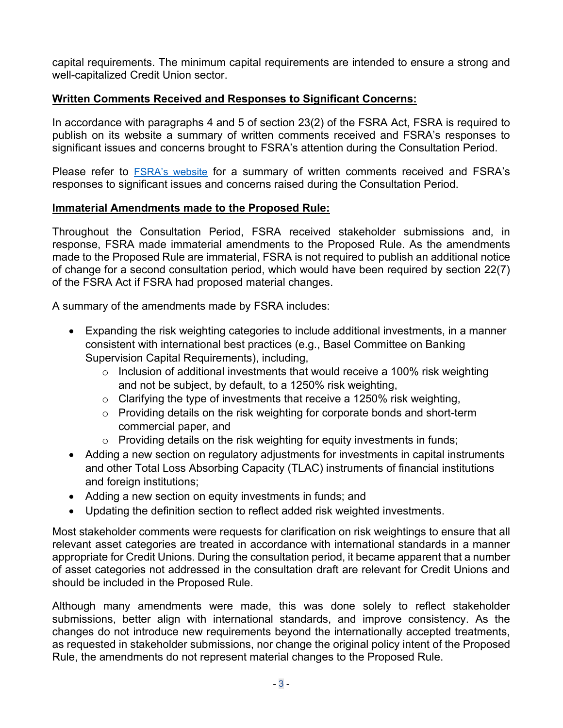capital requirements. The minimum capital requirements are intended to ensure a strong and well-capitalized Credit Union sector.

**Written Comments Received and Responses to Significant Concerns:**

In accordance with paragraphs 4 and 5 of section 23(2) of the FSRA Act, FSRA is required to publish on its website a summary of written comments received and FSRA's responses to significant issues and concerns brought to FSRA's attention during the Consultation Period.

Please refer to FSRA's website for a summary of written comments received and FSRA's responses to significant issues and concerns raised during the Consultation Period.

**Immaterial Amendments made to the Proposed Rule:**

Throughout the Consultation Period, FSRA received stakeholder submissions and, in response, FSRA made immaterial amendments to the Proposed Rule. As the amendments made to the Proposed Rule are immaterial, FSRA is not required to publish an additional notice of change for a second consultation period, which would have been required by section 22(7) of the FSRA Act if FSRA had proposed material changes.

A summary of the amendments made by FSRA includes:

- Expanding the risk weighting categories to include additional investments, in a manner consistent with international best practices (e.g., Basel Committee on Banking Supervision Capital Requirements), including,
    - Inclusion of additional investments that would receive a 100% risk weighting and not be subject, by default, to a 1250% risk weighting,
    - Clarifying the type of investments that receive a 1250% risk weighting,
    - Providing details on the risk weighting for corporate bonds and short-term commercial paper, and
    - Providing details on the risk weighting for equity investments in funds;
- Adding a new section on regulatory adjustments for investments in capital instruments and other Total Loss Absorbing Capacity (TLAC) instruments of financial institutions and foreign institutions;
- Adding a new section on equity investments in funds; and
- Updating the definition section to reflect added risk weighted investments.

Most stakeholder comments were requests for clarification on risk weightings to ensure that all relevant asset categories are treated in accordance with international standards in a manner appropriate for Credit Unions. During the consultation period, it became apparent that a number of asset categories not addressed in the consultation draft are relevant for Credit Unions and should be included in the Proposed Rule.

Although many amendments were made, this was done solely to reflect stakeholder submissions, better align with international standards, and improve consistency. As the changes do not introduce new requirements beyond the internationally accepted treatments, as requested in stakeholder submissions, nor change the original policy intent of the Proposed Rule, the amendments do not represent material changes to the Proposed Rule.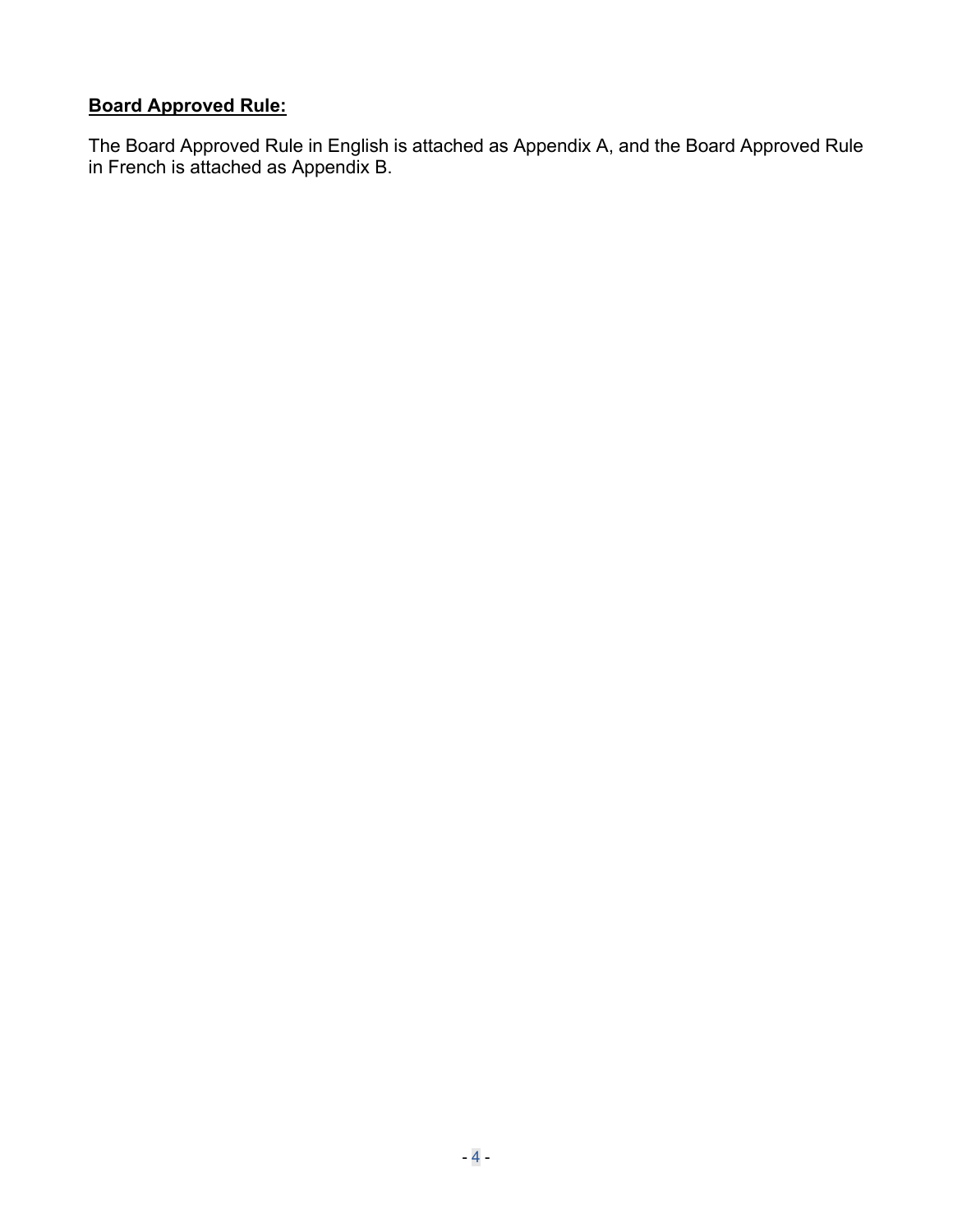**Board Approved Rule:**

The Board Approved Rule in English is attached as Appendix A, and the Board Approved Rule in French is attached as Appendix B.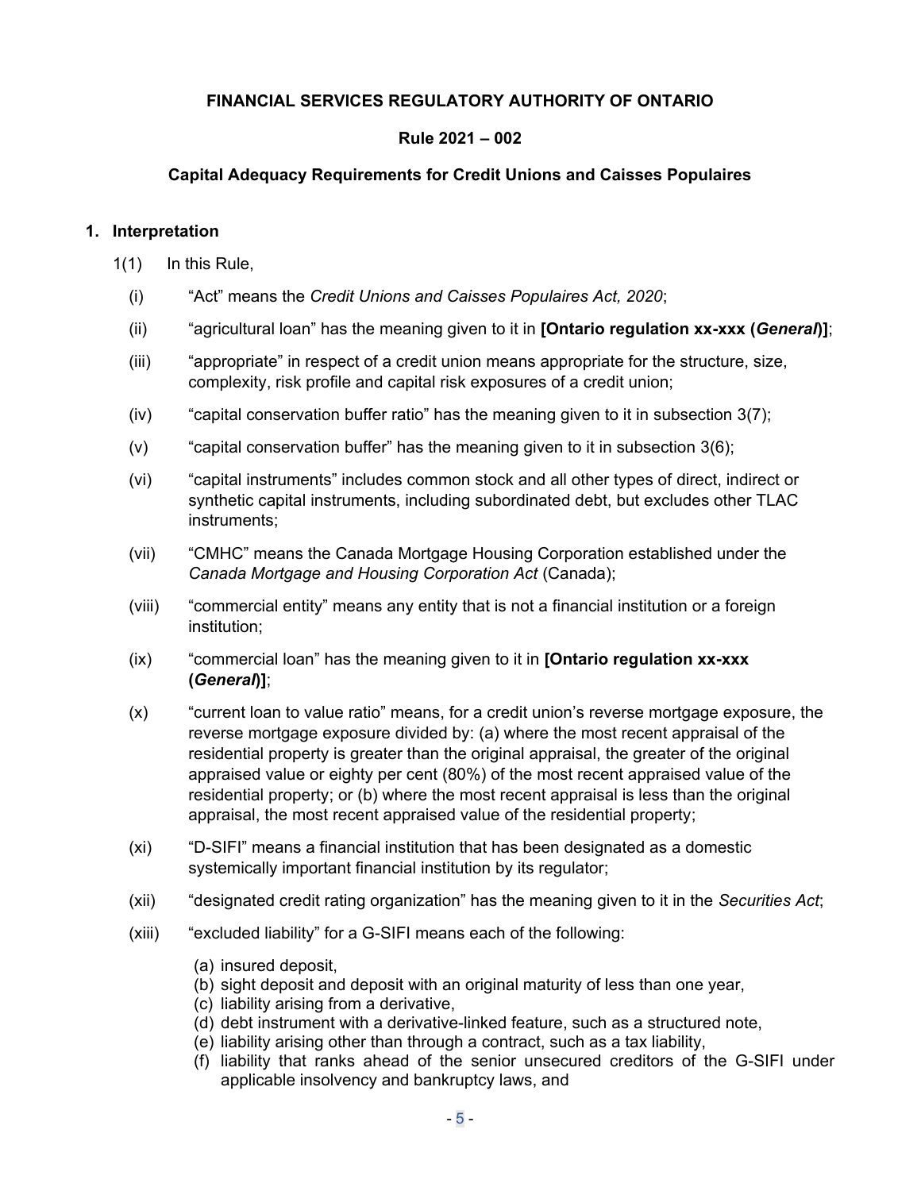**FINANCIAL SERVICES REGULATORY AUTHORITY OF ONTARIO**

**Rule 2021 – 002**

**Capital Adequacy Requirements for Credit Unions and Caisses Populaires**

## 1. Interpretation

1(1) In this Rule,

(i) "Act" means the *Credit Unions and Caisses Populaires Act, 2020*;

(ii) "agricultural loan" has the meaning given to it in **[Ontario regulation xx-xxx (*General*)]**;

(iii) "appropriate" in respect of a credit union means appropriate for the structure, size, complexity, risk profile and capital risk exposures of a credit union;

(iv) "capital conservation buffer ratio" has the meaning given to it in subsection 3(7);

(v) "capital conservation buffer" has the meaning given to it in subsection 3(6);

(vi) "capital instruments" includes common stock and all other types of direct, indirect or synthetic capital instruments, including subordinated debt, but excludes other TLAC instruments;

(vii) "CMHC" means the Canada Mortgage Housing Corporation established under the *Canada Mortgage and Housing Corporation Act* (Canada);

(viii) "commercial entity" means any entity that is not a financial institution or a foreign institution;

(ix) "commercial loan" has the meaning given to it in **[Ontario regulation xx-xxx (*General*)]**;

(x) "current loan to value ratio" means, for a credit union's reverse mortgage exposure, the reverse mortgage exposure divided by: (a) where the most recent appraisal of the residential property is greater than the original appraisal, the greater of the original appraised value or eighty per cent (80%) of the most recent appraised value of the residential property; or (b) where the most recent appraisal is less than the original appraisal, the most recent appraised value of the residential property;

(xi) "D-SIFI" means a financial institution that has been designated as a domestic systemically important financial institution by its regulator;

(xii) "designated credit rating organization" has the meaning given to it in the *Securities Act*;

(xiii) "excluded liability" for a G-SIFI means each of the following:

(a) insured deposit,
(b) sight deposit and deposit with an original maturity of less than one year,
(c) liability arising from a derivative,
(d) debt instrument with a derivative-linked feature, such as a structured note,
(e) liability arising other than through a contract, such as a tax liability,
(f) liability that ranks ahead of the senior unsecured creditors of the G-SIFI under applicable insolvency and bankruptcy laws, and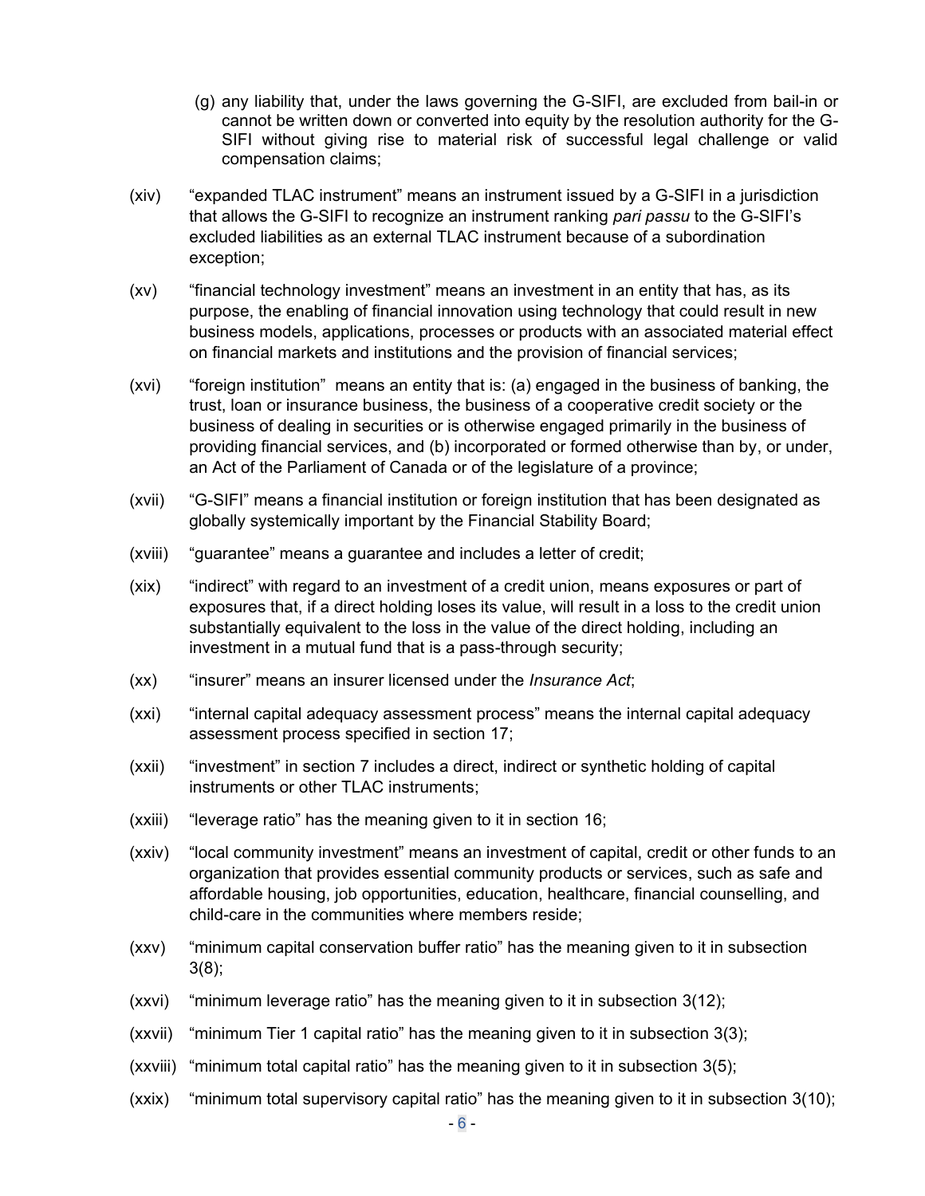(g) any liability that, under the laws governing the G-SIFI, are excluded from bail-in or cannot be written down or converted into equity by the resolution authority for the G-SIFI without giving rise to material risk of successful legal challenge or valid compensation claims;

(xiv) "expanded TLAC instrument" means an instrument issued by a G-SIFI in a jurisdiction that allows the G-SIFI to recognize an instrument ranking *pari passu* to the G-SIFI's excluded liabilities as an external TLAC instrument because of a subordination exception;

(xv) "financial technology investment" means an investment in an entity that has, as its purpose, the enabling of financial innovation using technology that could result in new business models, applications, processes or products with an associated material effect on financial markets and institutions and the provision of financial services;

(xvi) "foreign institution" means an entity that is: (a) engaged in the business of banking, the trust, loan or insurance business, the business of a cooperative credit society or the business of dealing in securities or is otherwise engaged primarily in the business of providing financial services, and (b) incorporated or formed otherwise than by, or under, an Act of the Parliament of Canada or of the legislature of a province;

(xvii) "G-SIFI" means a financial institution or foreign institution that has been designated as globally systemically important by the Financial Stability Board;

(xviii) "guarantee" means a guarantee and includes a letter of credit;

(xix) "indirect" with regard to an investment of a credit union, means exposures or part of exposures that, if a direct holding loses its value, will result in a loss to the credit union substantially equivalent to the loss in the value of the direct holding, including an investment in a mutual fund that is a pass-through security;

(xx) "insurer" means an insurer licensed under the *Insurance Act*;

(xxi) "internal capital adequacy assessment process" means the internal capital adequacy assessment process specified in section 17;

(xxii) "investment" in section 7 includes a direct, indirect or synthetic holding of capital instruments or other TLAC instruments;

(xxiii) "leverage ratio" has the meaning given to it in section 16;

(xxiv) "local community investment" means an investment of capital, credit or other funds to an organization that provides essential community products or services, such as safe and affordable housing, job opportunities, education, healthcare, financial counselling, and child-care in the communities where members reside;

(xxv) "minimum capital conservation buffer ratio" has the meaning given to it in subsection 3(8);

(xxvi) "minimum leverage ratio" has the meaning given to it in subsection 3(12);

(xxvii) "minimum Tier 1 capital ratio" has the meaning given to it in subsection 3(3);

(xxviii) "minimum total capital ratio" has the meaning given to it in subsection 3(5);

(xxix) "minimum total supervisory capital ratio" has the meaning given to it in subsection 3(10);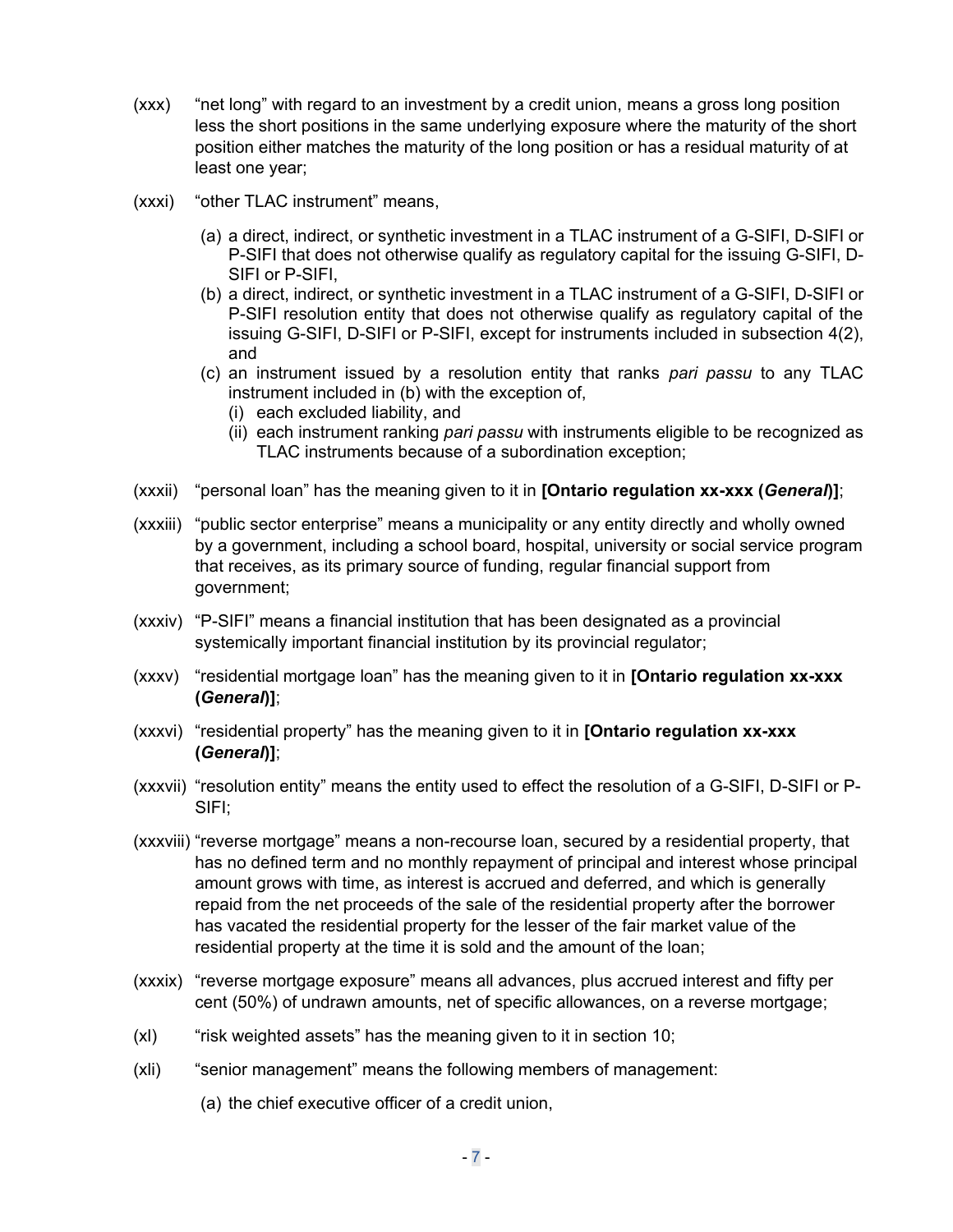(xxx) "net long" with regard to an investment by a credit union, means a gross long position less the short positions in the same underlying exposure where the maturity of the short position either matches the maturity of the long position or has a residual maturity of at least one year;

(xxxi) "other TLAC instrument" means,

- (a) a direct, indirect, or synthetic investment in a TLAC instrument of a G-SIFI, D-SIFI or P-SIFI that does not otherwise qualify as regulatory capital for the issuing G-SIFI, D-SIFI or P-SIFI,
- (b) a direct, indirect, or synthetic investment in a TLAC instrument of a G-SIFI, D-SIFI or P-SIFI resolution entity that does not otherwise qualify as regulatory capital of the issuing G-SIFI, D-SIFI or P-SIFI, except for instruments included in subsection 4(2), and
- (c) an instrument issued by a resolution entity that ranks *pari passu* to any TLAC instrument included in (b) with the exception of,
  - (i) each excluded liability, and
  - (ii) each instrument ranking *pari passu* with instruments eligible to be recognized as TLAC instruments because of a subordination exception;

(xxxii) "personal loan" has the meaning given to it in **[Ontario regulation xx-xxx (*General*)]**;

(xxxiii) "public sector enterprise" means a municipality or any entity directly and wholly owned by a government, including a school board, hospital, university or social service program that receives, as its primary source of funding, regular financial support from government;

(xxxiv) "P-SIFI" means a financial institution that has been designated as a provincial systemically important financial institution by its provincial regulator;

(xxxv) "residential mortgage loan" has the meaning given to it in **[Ontario regulation xx-xxx (*General*)]**;

(xxxvi) "residential property" has the meaning given to it in **[Ontario regulation xx-xxx (*General*)]**;

(xxxvii) "resolution entity" means the entity used to effect the resolution of a G-SIFI, D-SIFI or P-SIFI;

(xxxviii) "reverse mortgage" means a non-recourse loan, secured by a residential property, that has no defined term and no monthly repayment of principal and interest whose principal amount grows with time, as interest is accrued and deferred, and which is generally repaid from the net proceeds of the sale of the residential property after the borrower has vacated the residential property for the lesser of the fair market value of the residential property at the time it is sold and the amount of the loan;

(xxxix) "reverse mortgage exposure" means all advances, plus accrued interest and fifty per cent (50%) of undrawn amounts, net of specific allowances, on a reverse mortgage;

(xl) "risk weighted assets" has the meaning given to it in section 10;

(xli) "senior management" means the following members of management:

- (a) the chief executive officer of a credit union,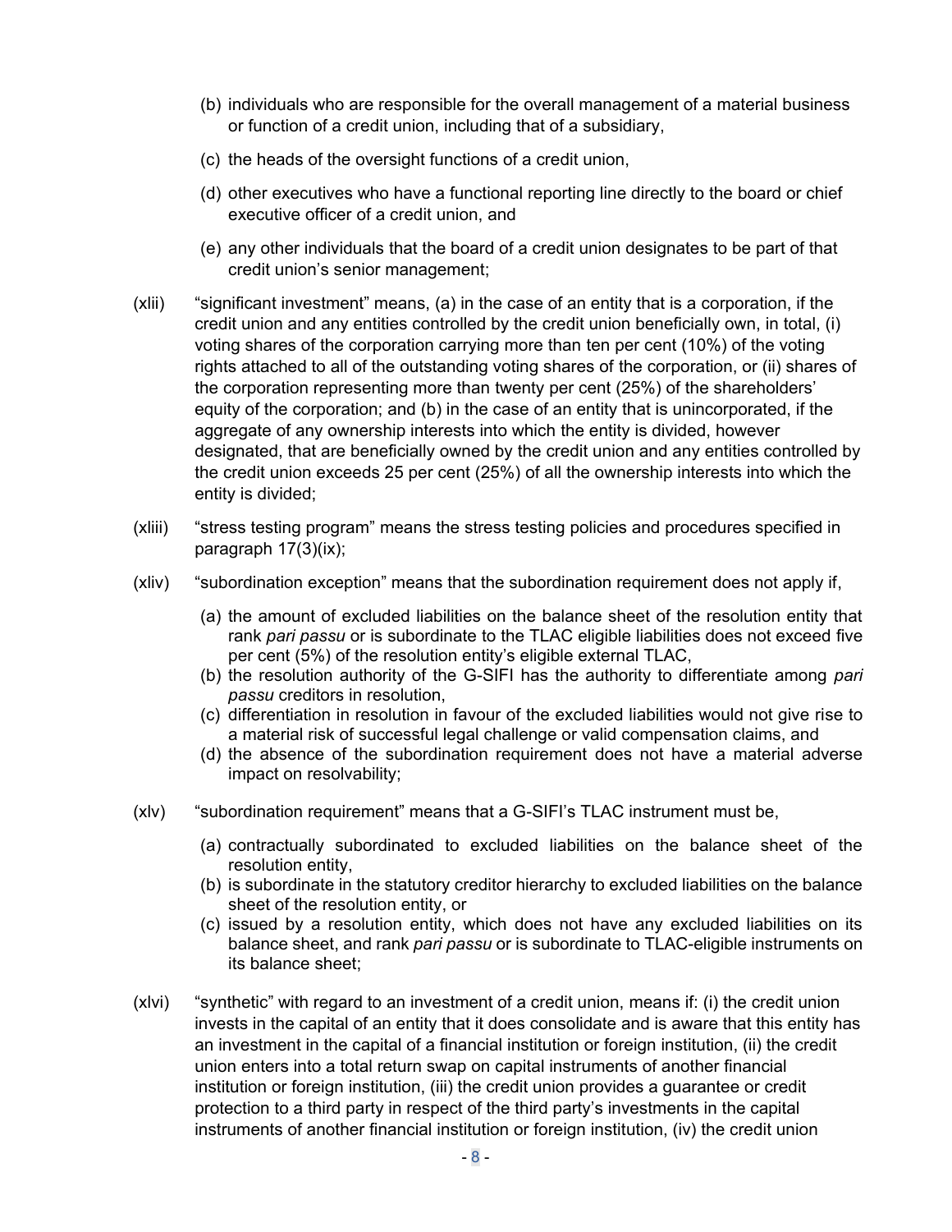(b) individuals who are responsible for the overall management of a material business or function of a credit union, including that of a subsidiary,

(c) the heads of the oversight functions of a credit union,

(d) other executives who have a functional reporting line directly to the board or chief executive officer of a credit union, and

(e) any other individuals that the board of a credit union designates to be part of that credit union's senior management;

(xlii) "significant investment" means, (a) in the case of an entity that is a corporation, if the credit union and any entities controlled by the credit union beneficially own, in total, (i) voting shares of the corporation carrying more than ten per cent (10%) of the voting rights attached to all of the outstanding voting shares of the corporation, or (ii) shares of the corporation representing more than twenty per cent (25%) of the shareholders' equity of the corporation; and (b) in the case of an entity that is unincorporated, if the aggregate of any ownership interests into which the entity is divided, however designated, that are beneficially owned by the credit union and any entities controlled by the credit union exceeds 25 per cent (25%) of all the ownership interests into which the entity is divided;

(xliii) "stress testing program" means the stress testing policies and procedures specified in paragraph 17(3)(ix);

(xliv) "subordination exception" means that the subordination requirement does not apply if,

(a) the amount of excluded liabilities on the balance sheet of the resolution entity that rank *pari passu* or is subordinate to the TLAC eligible liabilities does not exceed five per cent (5%) of the resolution entity's eligible external TLAC,
(b) the resolution authority of the G-SIFI has the authority to differentiate among *pari passu* creditors in resolution,
(c) differentiation in resolution in favour of the excluded liabilities would not give rise to a material risk of successful legal challenge or valid compensation claims, and
(d) the absence of the subordination requirement does not have a material adverse impact on resolvability;

(xlv) "subordination requirement" means that a G-SIFI's TLAC instrument must be,

(a) contractually subordinated to excluded liabilities on the balance sheet of the resolution entity,
(b) is subordinate in the statutory creditor hierarchy to excluded liabilities on the balance sheet of the resolution entity, or
(c) issued by a resolution entity, which does not have any excluded liabilities on its balance sheet, and rank *pari passu* or is subordinate to TLAC-eligible instruments on its balance sheet;

(xlvi) "synthetic" with regard to an investment of a credit union, means if: (i) the credit union invests in the capital of an entity that it does consolidate and is aware that this entity has an investment in the capital of a financial institution or foreign institution, (ii) the credit union enters into a total return swap on capital instruments of another financial institution or foreign institution, (iii) the credit union provides a guarantee or credit protection to a third party in respect of the third party's investments in the capital instruments of another financial institution or foreign institution, (iv) the credit union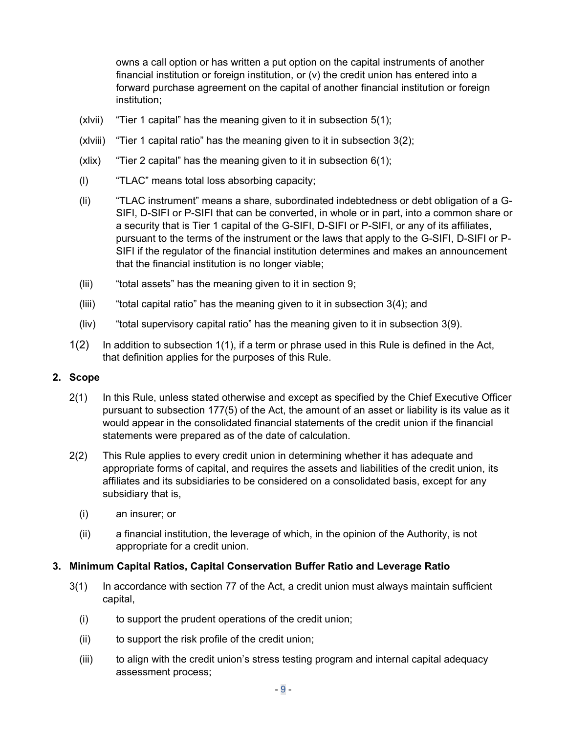owns a call option or has written a put option on the capital instruments of another financial institution or foreign institution, or (v) the credit union has entered into a forward purchase agreement on the capital of another financial institution or foreign institution;

(xlvii) "Tier 1 capital" has the meaning given to it in subsection 5(1);

(xlviii) "Tier 1 capital ratio" has the meaning given to it in subsection 3(2);

(xlix) "Tier 2 capital" has the meaning given to it in subsection 6(1);

(l) "TLAC" means total loss absorbing capacity;

(li) "TLAC instrument" means a share, subordinated indebtedness or debt obligation of a G-SIFI, D-SIFI or P-SIFI that can be converted, in whole or in part, into a common share or a security that is Tier 1 capital of the G-SIFI, D-SIFI or P-SIFI, or any of its affiliates, pursuant to the terms of the instrument or the laws that apply to the G-SIFI, D-SIFI or P-SIFI if the regulator of the financial institution determines and makes an announcement that the financial institution is no longer viable;

(lii) "total assets" has the meaning given to it in section 9;

(liii) "total capital ratio" has the meaning given to it in subsection 3(4); and

(liv) "total supervisory capital ratio" has the meaning given to it in subsection 3(9).

1(2) In addition to subsection 1(1), if a term or phrase used in this Rule is defined in the Act, that definition applies for the purposes of this Rule.

**2. Scope**

2(1) In this Rule, unless stated otherwise and except as specified by the Chief Executive Officer pursuant to subsection 177(5) of the Act, the amount of an asset or liability is its value as it would appear in the consolidated financial statements of the credit union if the financial statements were prepared as of the date of calculation.

2(2) This Rule applies to every credit union in determining whether it has adequate and appropriate forms of capital, and requires the assets and liabilities of the credit union, its affiliates and its subsidiaries to be considered on a consolidated basis, except for any subsidiary that is,

(i) an insurer; or

(ii) a financial institution, the leverage of which, in the opinion of the Authority, is not appropriate for a credit union.

**3. Minimum Capital Ratios, Capital Conservation Buffer Ratio and Leverage Ratio**

3(1) In accordance with section 77 of the Act, a credit union must always maintain sufficient capital,

(i) to support the prudent operations of the credit union;

(ii) to support the risk profile of the credit union;

(iii) to align with the credit union's stress testing program and internal capital adequacy assessment process;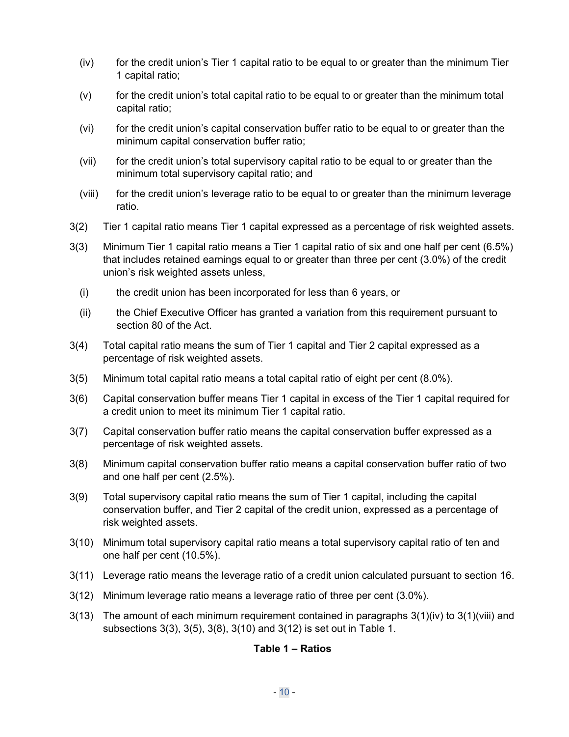(iv) for the credit union's Tier 1 capital ratio to be equal to or greater than the minimum Tier 1 capital ratio;

(v) for the credit union's total capital ratio to be equal to or greater than the minimum total capital ratio;

(vi) for the credit union's capital conservation buffer ratio to be equal to or greater than the minimum capital conservation buffer ratio;

(vii) for the credit union's total supervisory capital ratio to be equal to or greater than the minimum total supervisory capital ratio; and

(viii) for the credit union's leverage ratio to be equal to or greater than the minimum leverage ratio.

3(2) Tier 1 capital ratio means Tier 1 capital expressed as a percentage of risk weighted assets.

3(3) Minimum Tier 1 capital ratio means a Tier 1 capital ratio of six and one half per cent (6.5%) that includes retained earnings equal to or greater than three per cent (3.0%) of the credit union's risk weighted assets unless,

(i) the credit union has been incorporated for less than 6 years, or

(ii) the Chief Executive Officer has granted a variation from this requirement pursuant to section 80 of the Act.

3(4) Total capital ratio means the sum of Tier 1 capital and Tier 2 capital expressed as a percentage of risk weighted assets.

3(5) Minimum total capital ratio means a total capital ratio of eight per cent (8.0%).

3(6) Capital conservation buffer means Tier 1 capital in excess of the Tier 1 capital required for a credit union to meet its minimum Tier 1 capital ratio.

3(7) Capital conservation buffer ratio means the capital conservation buffer expressed as a percentage of risk weighted assets.

3(8) Minimum capital conservation buffer ratio means a capital conservation buffer ratio of two and one half per cent (2.5%).

3(9) Total supervisory capital ratio means the sum of Tier 1 capital, including the capital conservation buffer, and Tier 2 capital of the credit union, expressed as a percentage of risk weighted assets.

3(10) Minimum total supervisory capital ratio means a total supervisory capital ratio of ten and one half per cent (10.5%).

3(11) Leverage ratio means the leverage ratio of a credit union calculated pursuant to section 16.

3(12) Minimum leverage ratio means a leverage ratio of three per cent (3.0%).

3(13) The amount of each minimum requirement contained in paragraphs 3(1)(iv) to 3(1)(viii) and subsections 3(3), 3(5), 3(8), 3(10) and 3(12) is set out in Table 1.

**Table 1 – Ratios**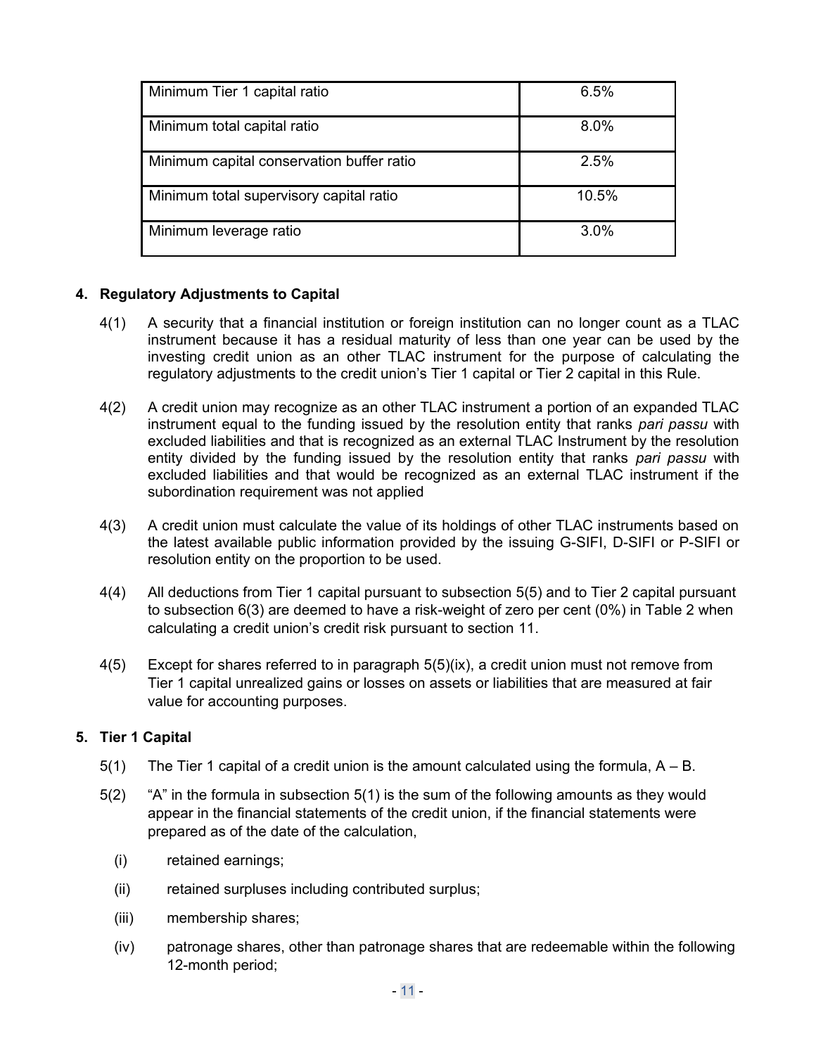| Minimum Tier 1 capital ratio | 6.5% |
| --- | --- |
| Minimum total capital ratio | 8.0% |
| Minimum capital conservation buffer ratio | 2.5% |
| Minimum total supervisory capital ratio | 10.5% |
| Minimum leverage ratio | 3.0% |

## 4. Regulatory Adjustments to Capital

4(1) A security that a financial institution or foreign institution can no longer count as a TLAC instrument because it has a residual maturity of less than one year can be used by the investing credit union as an other TLAC instrument for the purpose of calculating the regulatory adjustments to the credit union's Tier 1 capital or Tier 2 capital in this Rule.

4(2) A credit union may recognize as an other TLAC instrument a portion of an expanded TLAC instrument equal to the funding issued by the resolution entity that ranks *pari passu* with excluded liabilities and that is recognized as an external TLAC Instrument by the resolution entity divided by the funding issued by the resolution entity that ranks *pari passu* with excluded liabilities and that would be recognized as an external TLAC instrument if the subordination requirement was not applied

4(3) A credit union must calculate the value of its holdings of other TLAC instruments based on the latest available public information provided by the issuing G-SIFI, D-SIFI or P-SIFI or resolution entity on the proportion to be used.

4(4) All deductions from Tier 1 capital pursuant to subsection 5(5) and to Tier 2 capital pursuant to subsection 6(3) are deemed to have a risk-weight of zero per cent (0%) in Table 2 when calculating a credit union's credit risk pursuant to section 11.

4(5) Except for shares referred to in paragraph 5(5)(ix), a credit union must not remove from Tier 1 capital unrealized gains or losses on assets or liabilities that are measured at fair value for accounting purposes.

## 5. Tier 1 Capital

5(1) The Tier 1 capital of a credit union is the amount calculated using the formula, A – B.

5(2) "A" in the formula in subsection 5(1) is the sum of the following amounts as they would appear in the financial statements of the credit union, if the financial statements were prepared as of the date of the calculation,

(i) retained earnings;

(ii) retained surpluses including contributed surplus;

(iii) membership shares;

(iv) patronage shares, other than patronage shares that are redeemable within the following 12-month period;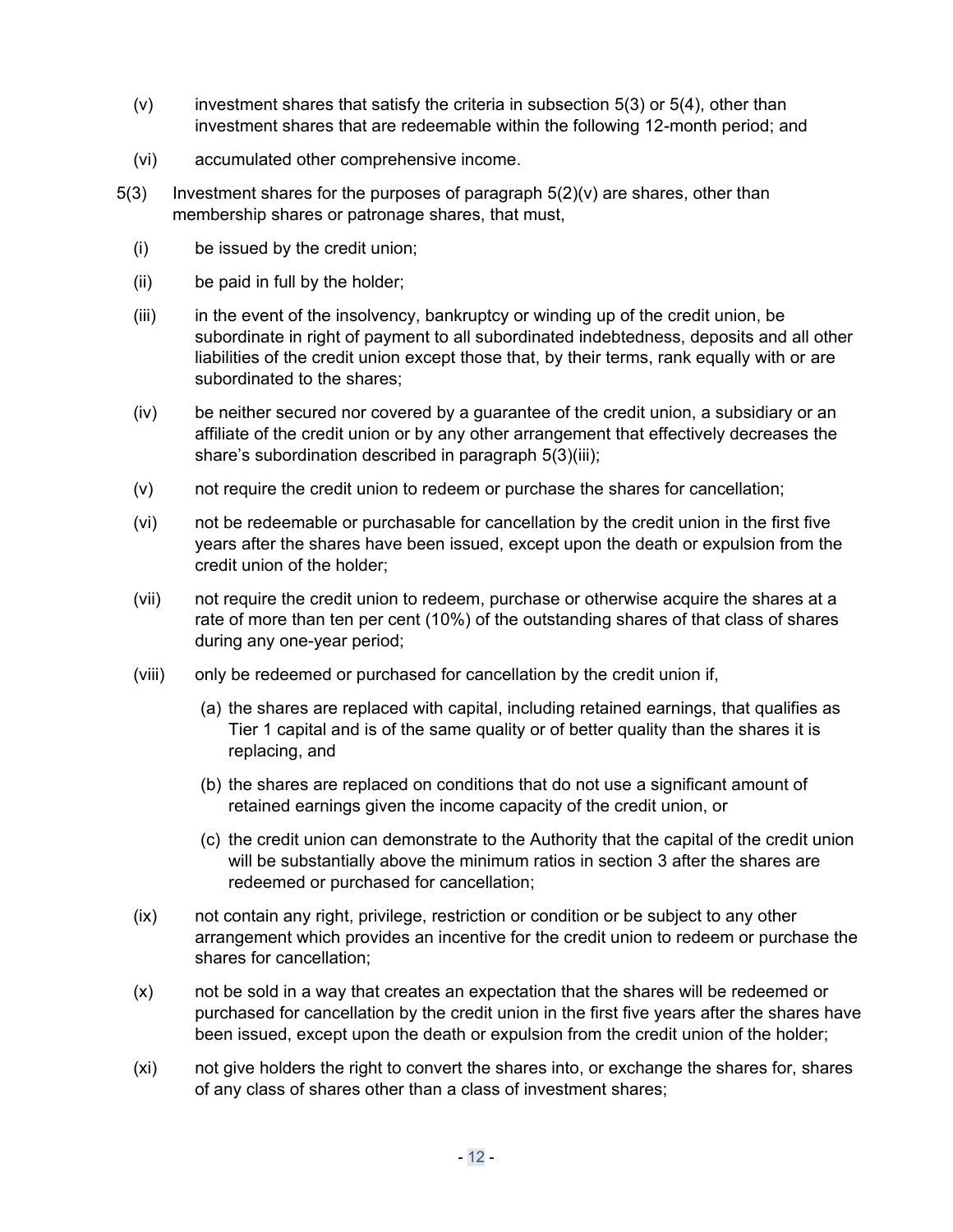(v) investment shares that satisfy the criteria in subsection 5(3) or 5(4), other than investment shares that are redeemable within the following 12-month period; and

(vi) accumulated other comprehensive income.

5(3) Investment shares for the purposes of paragraph 5(2)(v) are shares, other than membership shares or patronage shares, that must,

(i) be issued by the credit union;

(ii) be paid in full by the holder;

(iii) in the event of the insolvency, bankruptcy or winding up of the credit union, be subordinate in right of payment to all subordinated indebtedness, deposits and all other liabilities of the credit union except those that, by their terms, rank equally with or are subordinated to the shares;

(iv) be neither secured nor covered by a guarantee of the credit union, a subsidiary or an affiliate of the credit union or by any other arrangement that effectively decreases the share's subordination described in paragraph 5(3)(iii);

(v) not require the credit union to redeem or purchase the shares for cancellation;

(vi) not be redeemable or purchasable for cancellation by the credit union in the first five years after the shares have been issued, except upon the death or expulsion from the credit union of the holder;

(vii) not require the credit union to redeem, purchase or otherwise acquire the shares at a rate of more than ten per cent (10%) of the outstanding shares of that class of shares during any one-year period;

(viii) only be redeemed or purchased for cancellation by the credit union if,

  (a) the shares are replaced with capital, including retained earnings, that qualifies as Tier 1 capital and is of the same quality or of better quality than the shares it is replacing, and

  (b) the shares are replaced on conditions that do not use a significant amount of retained earnings given the income capacity of the credit union, or

  (c) the credit union can demonstrate to the Authority that the capital of the credit union will be substantially above the minimum ratios in section 3 after the shares are redeemed or purchased for cancellation;

(ix) not contain any right, privilege, restriction or condition or be subject to any other arrangement which provides an incentive for the credit union to redeem or purchase the shares for cancellation;

(x) not be sold in a way that creates an expectation that the shares will be redeemed or purchased for cancellation by the credit union in the first five years after the shares have been issued, except upon the death or expulsion from the credit union of the holder;

(xi) not give holders the right to convert the shares into, or exchange the shares for, shares of any class of shares other than a class of investment shares;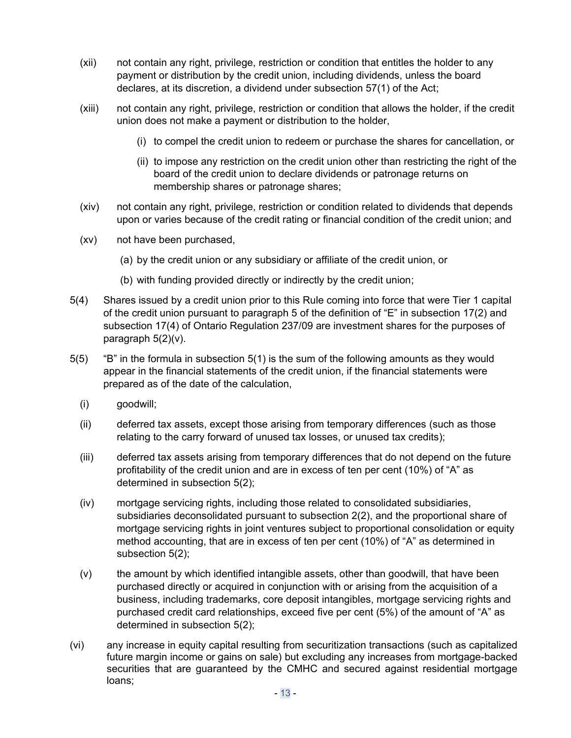(xii) not contain any right, privilege, restriction or condition that entitles the holder to any payment or distribution by the credit union, including dividends, unless the board declares, at its discretion, a dividend under subsection 57(1) of the Act;

(xiii) not contain any right, privilege, restriction or condition that allows the holder, if the credit union does not make a payment or distribution to the holder,

  (i) to compel the credit union to redeem or purchase the shares for cancellation, or

  (ii) to impose any restriction on the credit union other than restricting the right of the board of the credit union to declare dividends or patronage returns on membership shares or patronage shares;

(xiv) not contain any right, privilege, restriction or condition related to dividends that depends upon or varies because of the credit rating or financial condition of the credit union; and

(xv) not have been purchased,

  (a) by the credit union or any subsidiary or affiliate of the credit union, or

  (b) with funding provided directly or indirectly by the credit union;

5(4) Shares issued by a credit union prior to this Rule coming into force that were Tier 1 capital of the credit union pursuant to paragraph 5 of the definition of "E" in subsection 17(2) and subsection 17(4) of Ontario Regulation 237/09 are investment shares for the purposes of paragraph 5(2)(v).

5(5) "B" in the formula in subsection 5(1) is the sum of the following amounts as they would appear in the financial statements of the credit union, if the financial statements were prepared as of the date of the calculation,

(i) goodwill;

(ii) deferred tax assets, except those arising from temporary differences (such as those relating to the carry forward of unused tax losses, or unused tax credits);

(iii) deferred tax assets arising from temporary differences that do not depend on the future profitability of the credit union and are in excess of ten per cent (10%) of "A" as determined in subsection 5(2);

(iv) mortgage servicing rights, including those related to consolidated subsidiaries, subsidiaries deconsolidated pursuant to subsection 2(2), and the proportional share of mortgage servicing rights in joint ventures subject to proportional consolidation or equity method accounting, that are in excess of ten per cent (10%) of "A" as determined in subsection 5(2);

(v) the amount by which identified intangible assets, other than goodwill, that have been purchased directly or acquired in conjunction with or arising from the acquisition of a business, including trademarks, core deposit intangibles, mortgage servicing rights and purchased credit card relationships, exceed five per cent (5%) of the amount of "A" as determined in subsection 5(2);

(vi) any increase in equity capital resulting from securitization transactions (such as capitalized future margin income or gains on sale) but excluding any increases from mortgage-backed securities that are guaranteed by the CMHC and secured against residential mortgage loans;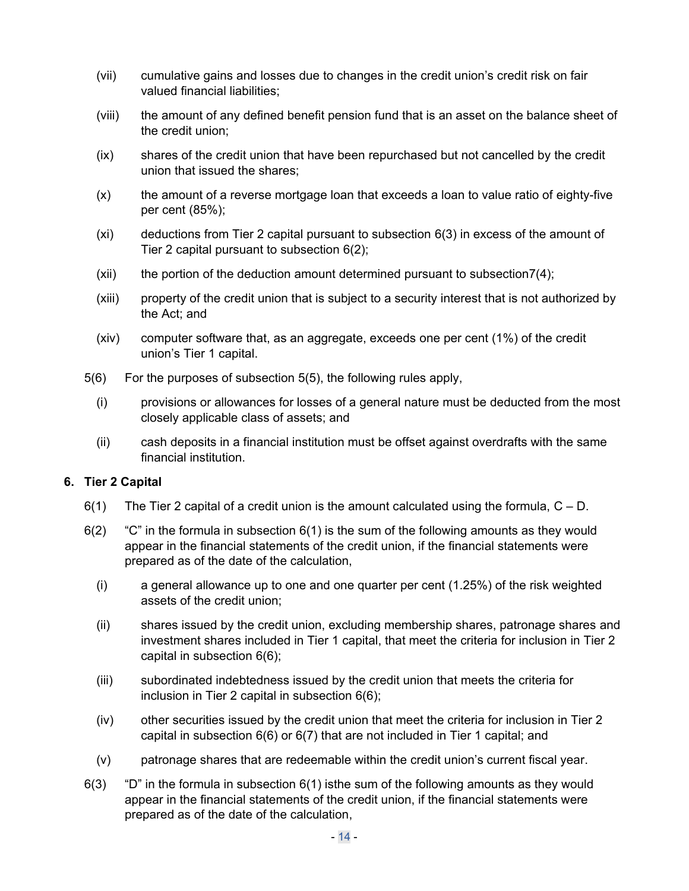(vii) cumulative gains and losses due to changes in the credit union's credit risk on fair valued financial liabilities;

(viii) the amount of any defined benefit pension fund that is an asset on the balance sheet of the credit union;

(ix) shares of the credit union that have been repurchased but not cancelled by the credit union that issued the shares;

(x) the amount of a reverse mortgage loan that exceeds a loan to value ratio of eighty-five per cent (85%);

(xi) deductions from Tier 2 capital pursuant to subsection 6(3) in excess of the amount of Tier 2 capital pursuant to subsection 6(2);

(xii) the portion of the deduction amount determined pursuant to subsection7(4);

(xiii) property of the credit union that is subject to a security interest that is not authorized by the Act; and

(xiv) computer software that, as an aggregate, exceeds one per cent (1%) of the credit union's Tier 1 capital.

5(6) For the purposes of subsection 5(5), the following rules apply,

(i) provisions or allowances for losses of a general nature must be deducted from the most closely applicable class of assets; and

(ii) cash deposits in a financial institution must be offset against overdrafts with the same financial institution.

## 6. Tier 2 Capital

6(1) The Tier 2 capital of a credit union is the amount calculated using the formula, C – D.

6(2) "C" in the formula in subsection 6(1) is the sum of the following amounts as they would appear in the financial statements of the credit union, if the financial statements were prepared as of the date of the calculation,

(i) a general allowance up to one and one quarter per cent (1.25%) of the risk weighted assets of the credit union;

(ii) shares issued by the credit union, excluding membership shares, patronage shares and investment shares included in Tier 1 capital, that meet the criteria for inclusion in Tier 2 capital in subsection 6(6);

(iii) subordinated indebtedness issued by the credit union that meets the criteria for inclusion in Tier 2 capital in subsection 6(6);

(iv) other securities issued by the credit union that meet the criteria for inclusion in Tier 2 capital in subsection 6(6) or 6(7) that are not included in Tier 1 capital; and

(v) patronage shares that are redeemable within the credit union's current fiscal year.

6(3) "D" in the formula in subsection 6(1) isthe sum of the following amounts as they would appear in the financial statements of the credit union, if the financial statements were prepared as of the date of the calculation,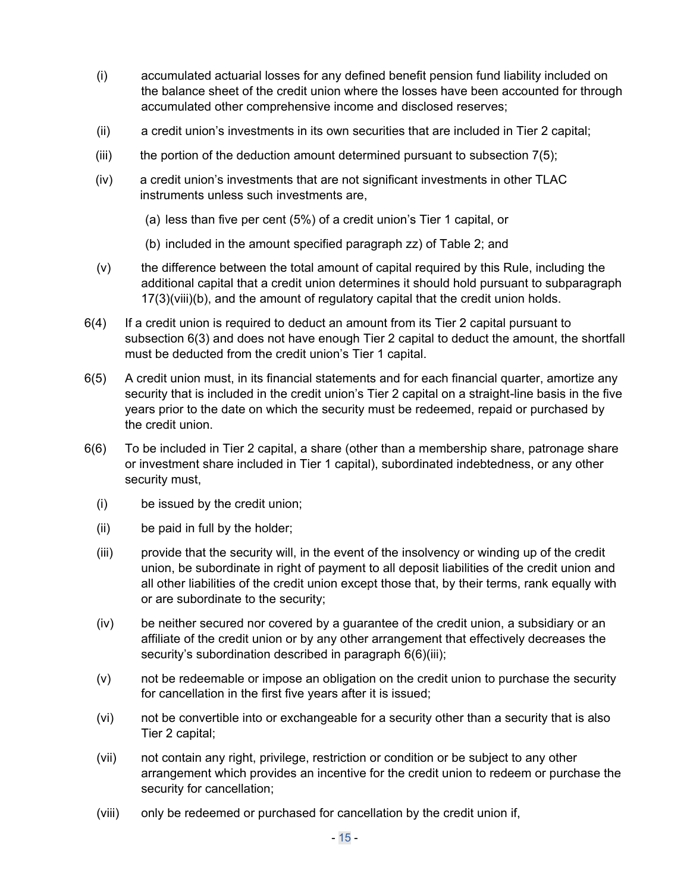(i) accumulated actuarial losses for any defined benefit pension fund liability included on the balance sheet of the credit union where the losses have been accounted for through accumulated other comprehensive income and disclosed reserves;

(ii) a credit union's investments in its own securities that are included in Tier 2 capital;

(iii) the portion of the deduction amount determined pursuant to subsection 7(5);

(iv) a credit union's investments that are not significant investments in other TLAC instruments unless such investments are,

  (a) less than five per cent (5%) of a credit union's Tier 1 capital, or

  (b) included in the amount specified paragraph zz) of Table 2; and

(v) the difference between the total amount of capital required by this Rule, including the additional capital that a credit union determines it should hold pursuant to subparagraph 17(3)(viii)(b), and the amount of regulatory capital that the credit union holds.

6(4) If a credit union is required to deduct an amount from its Tier 2 capital pursuant to subsection 6(3) and does not have enough Tier 2 capital to deduct the amount, the shortfall must be deducted from the credit union's Tier 1 capital.

6(5) A credit union must, in its financial statements and for each financial quarter, amortize any security that is included in the credit union's Tier 2 capital on a straight-line basis in the five years prior to the date on which the security must be redeemed, repaid or purchased by the credit union.

6(6) To be included in Tier 2 capital, a share (other than a membership share, patronage share or investment share included in Tier 1 capital), subordinated indebtedness, or any other security must,

(i) be issued by the credit union;

(ii) be paid in full by the holder;

(iii) provide that the security will, in the event of the insolvency or winding up of the credit union, be subordinate in right of payment to all deposit liabilities of the credit union and all other liabilities of the credit union except those that, by their terms, rank equally with or are subordinate to the security;

(iv) be neither secured nor covered by a guarantee of the credit union, a subsidiary or an affiliate of the credit union or by any other arrangement that effectively decreases the security's subordination described in paragraph 6(6)(iii);

(v) not be redeemable or impose an obligation on the credit union to purchase the security for cancellation in the first five years after it is issued;

(vi) not be convertible into or exchangeable for a security other than a security that is also Tier 2 capital;

(vii) not contain any right, privilege, restriction or condition or be subject to any other arrangement which provides an incentive for the credit union to redeem or purchase the security for cancellation;

(viii) only be redeemed or purchased for cancellation by the credit union if,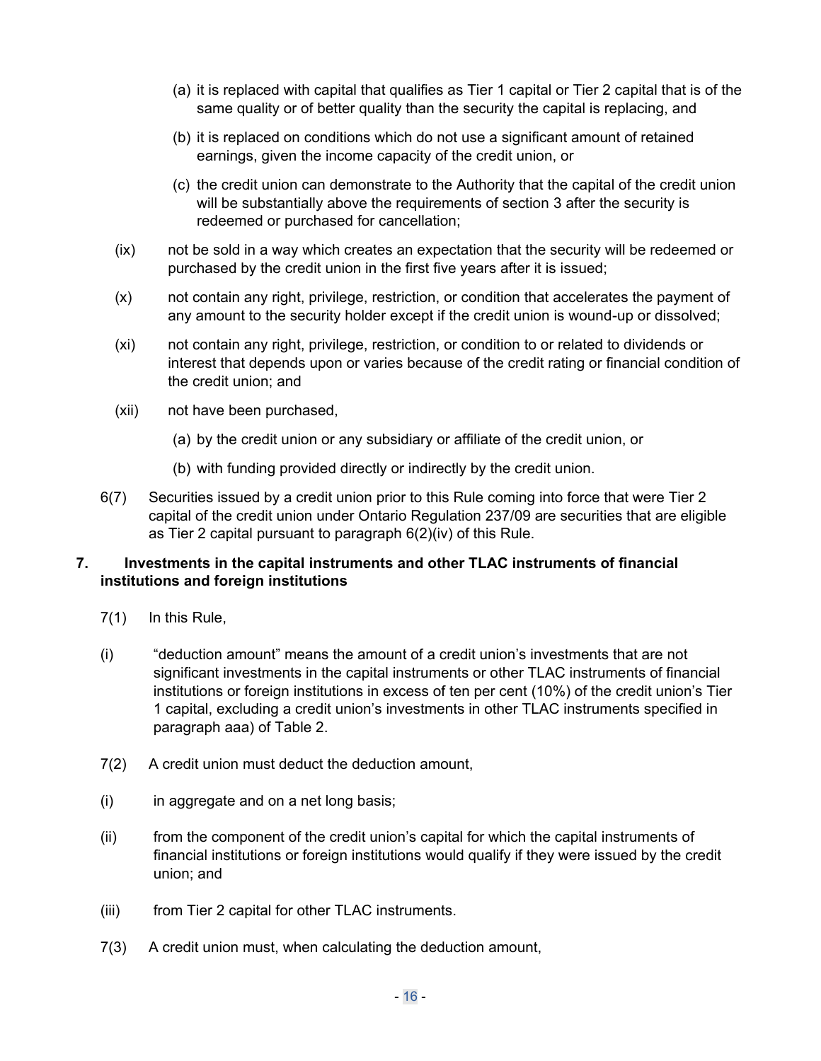(a) it is replaced with capital that qualifies as Tier 1 capital or Tier 2 capital that is of the same quality or of better quality than the security the capital is replacing, and

(b) it is replaced on conditions which do not use a significant amount of retained earnings, given the income capacity of the credit union, or

(c) the credit union can demonstrate to the Authority that the capital of the credit union will be substantially above the requirements of section 3 after the security is redeemed or purchased for cancellation;

(ix) not be sold in a way which creates an expectation that the security will be redeemed or purchased by the credit union in the first five years after it is issued;

(x) not contain any right, privilege, restriction, or condition that accelerates the payment of any amount to the security holder except if the credit union is wound-up or dissolved;

(xi) not contain any right, privilege, restriction, or condition to or related to dividends or interest that depends upon or varies because of the credit rating or financial condition of the credit union; and

(xii) not have been purchased,

(a) by the credit union or any subsidiary or affiliate of the credit union, or

(b) with funding provided directly or indirectly by the credit union.

6(7) Securities issued by a credit union prior to this Rule coming into force that were Tier 2 capital of the credit union under Ontario Regulation 237/09 are securities that are eligible as Tier 2 capital pursuant to paragraph 6(2)(iv) of this Rule.

## 7. Investments in the capital instruments and other TLAC instruments of financial institutions and foreign institutions

7(1) In this Rule,

(i) “deduction amount” means the amount of a credit union’s investments that are not significant investments in the capital instruments or other TLAC instruments of financial institutions or foreign institutions in excess of ten per cent (10%) of the credit union’s Tier 1 capital, excluding a credit union’s investments in other TLAC instruments specified in paragraph aaa) of Table 2.

7(2) A credit union must deduct the deduction amount,

(i) in aggregate and on a net long basis;

(ii) from the component of the credit union’s capital for which the capital instruments of financial institutions or foreign institutions would qualify if they were issued by the credit union; and

(iii) from Tier 2 capital for other TLAC instruments.

7(3) A credit union must, when calculating the deduction amount,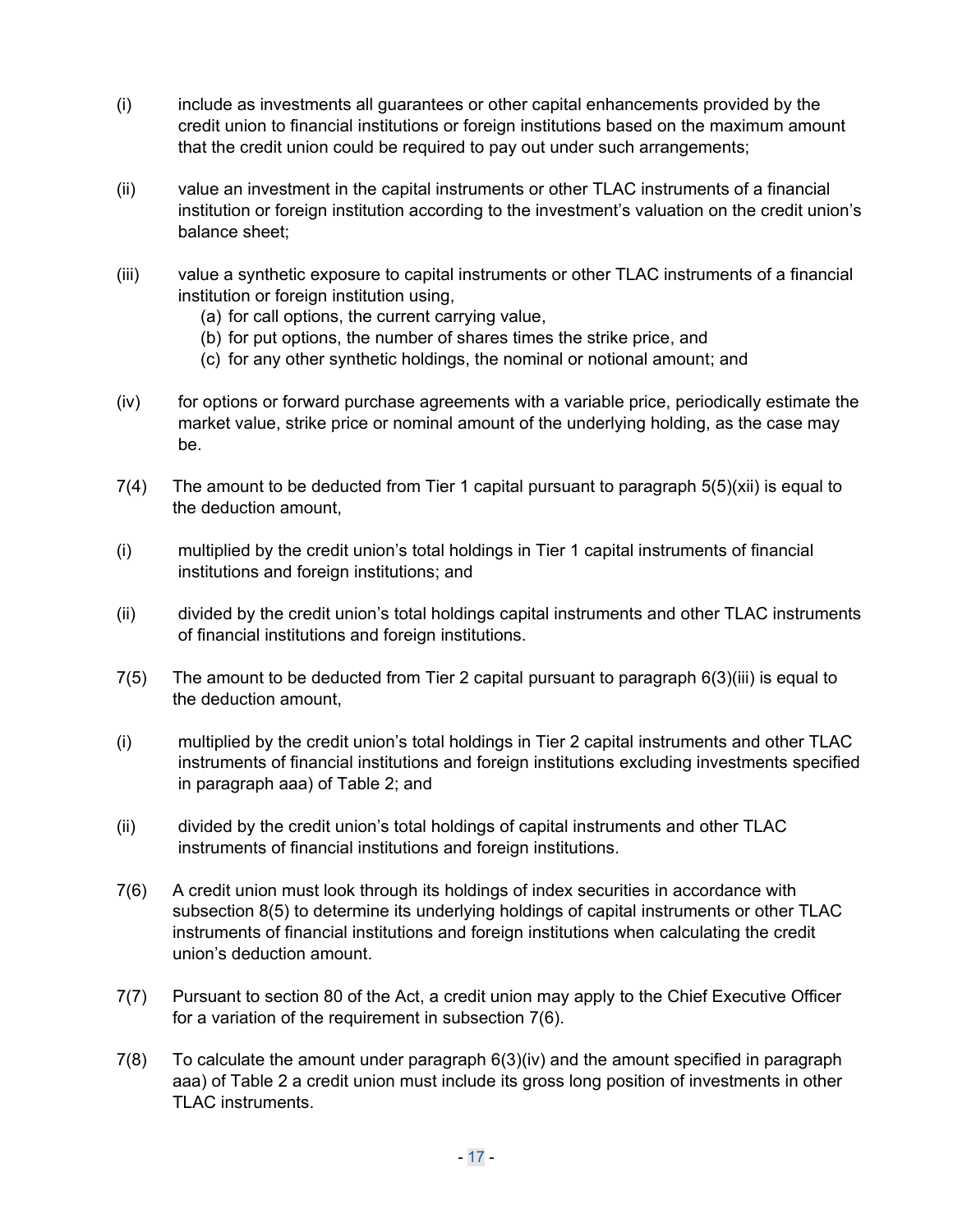(i) include as investments all guarantees or other capital enhancements provided by the credit union to financial institutions or foreign institutions based on the maximum amount that the credit union could be required to pay out under such arrangements;

(ii) value an investment in the capital instruments or other TLAC instruments of a financial institution or foreign institution according to the investment's valuation on the credit union's balance sheet;

(iii) value a synthetic exposure to capital instruments or other TLAC instruments of a financial institution or foreign institution using,

   (a) for call options, the current carrying value,
   (b) for put options, the number of shares times the strike price, and
   (c) for any other synthetic holdings, the nominal or notional amount; and

(iv) for options or forward purchase agreements with a variable price, periodically estimate the market value, strike price or nominal amount of the underlying holding, as the case may be.

7(4) The amount to be deducted from Tier 1 capital pursuant to paragraph 5(5)(xii) is equal to the deduction amount,

(i) multiplied by the credit union's total holdings in Tier 1 capital instruments of financial institutions and foreign institutions; and

(ii) divided by the credit union's total holdings capital instruments and other TLAC instruments of financial institutions and foreign institutions.

7(5) The amount to be deducted from Tier 2 capital pursuant to paragraph 6(3)(iii) is equal to the deduction amount,

(i) multiplied by the credit union's total holdings in Tier 2 capital instruments and other TLAC instruments of financial institutions and foreign institutions excluding investments specified in paragraph aaa) of Table 2; and

(ii) divided by the credit union's total holdings of capital instruments and other TLAC instruments of financial institutions and foreign institutions.

7(6) A credit union must look through its holdings of index securities in accordance with subsection 8(5) to determine its underlying holdings of capital instruments or other TLAC instruments of financial institutions and foreign institutions when calculating the credit union's deduction amount.

7(7) Pursuant to section 80 of the Act, a credit union may apply to the Chief Executive Officer for a variation of the requirement in subsection 7(6).

7(8) To calculate the amount under paragraph 6(3)(iv) and the amount specified in paragraph aaa) of Table 2 a credit union must include its gross long position of investments in other TLAC instruments.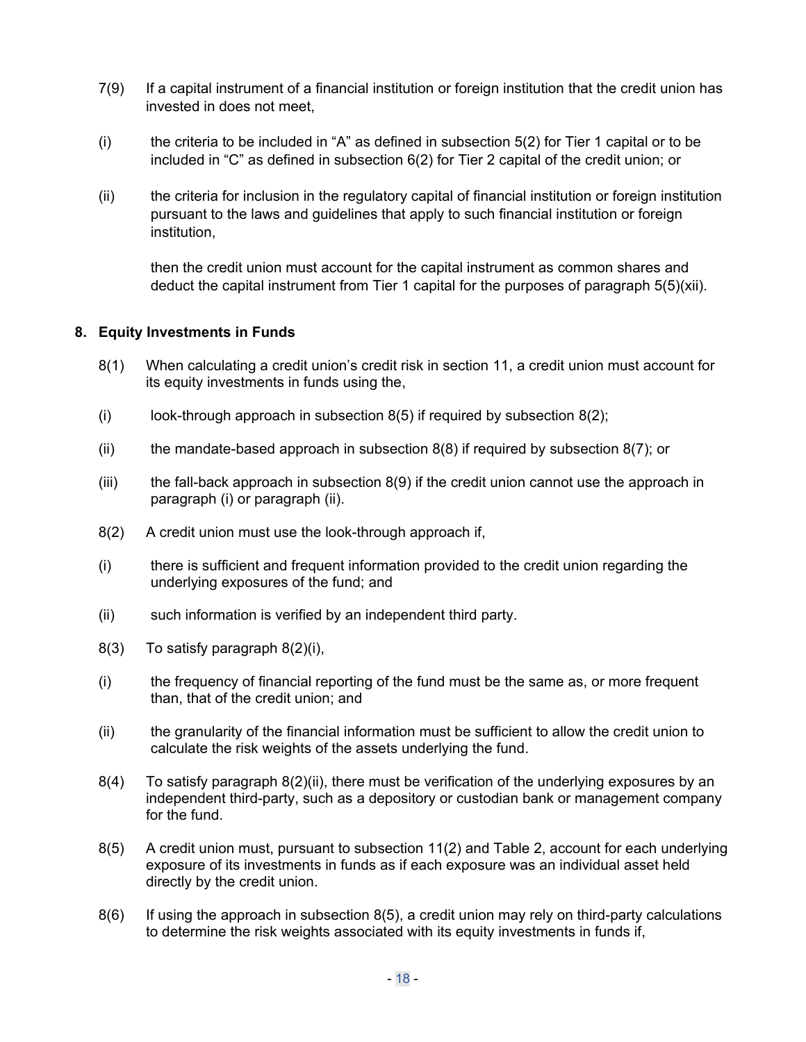7(9) If a capital instrument of a financial institution or foreign institution that the credit union has invested in does not meet,

(i) the criteria to be included in "A" as defined in subsection 5(2) for Tier 1 capital or to be included in "C" as defined in subsection 6(2) for Tier 2 capital of the credit union; or

(ii) the criteria for inclusion in the regulatory capital of financial institution or foreign institution pursuant to the laws and guidelines that apply to such financial institution or foreign institution,

then the credit union must account for the capital instrument as common shares and deduct the capital instrument from Tier 1 capital for the purposes of paragraph 5(5)(xii).

## 8. Equity Investments in Funds

8(1) When calculating a credit union's credit risk in section 11, a credit union must account for its equity investments in funds using the,

(i) look-through approach in subsection 8(5) if required by subsection 8(2);

(ii) the mandate-based approach in subsection 8(8) if required by subsection 8(7); or

(iii) the fall-back approach in subsection 8(9) if the credit union cannot use the approach in paragraph (i) or paragraph (ii).

8(2) A credit union must use the look-through approach if,

(i) there is sufficient and frequent information provided to the credit union regarding the underlying exposures of the fund; and

(ii) such information is verified by an independent third party.

8(3) To satisfy paragraph 8(2)(i),

(i) the frequency of financial reporting of the fund must be the same as, or more frequent than, that of the credit union; and

(ii) the granularity of the financial information must be sufficient to allow the credit union to calculate the risk weights of the assets underlying the fund.

8(4) To satisfy paragraph 8(2)(ii), there must be verification of the underlying exposures by an independent third-party, such as a depository or custodian bank or management company for the fund.

8(5) A credit union must, pursuant to subsection 11(2) and Table 2, account for each underlying exposure of its investments in funds as if each exposure was an individual asset held directly by the credit union.

8(6) If using the approach in subsection 8(5), a credit union may rely on third-party calculations to determine the risk weights associated with its equity investments in funds if,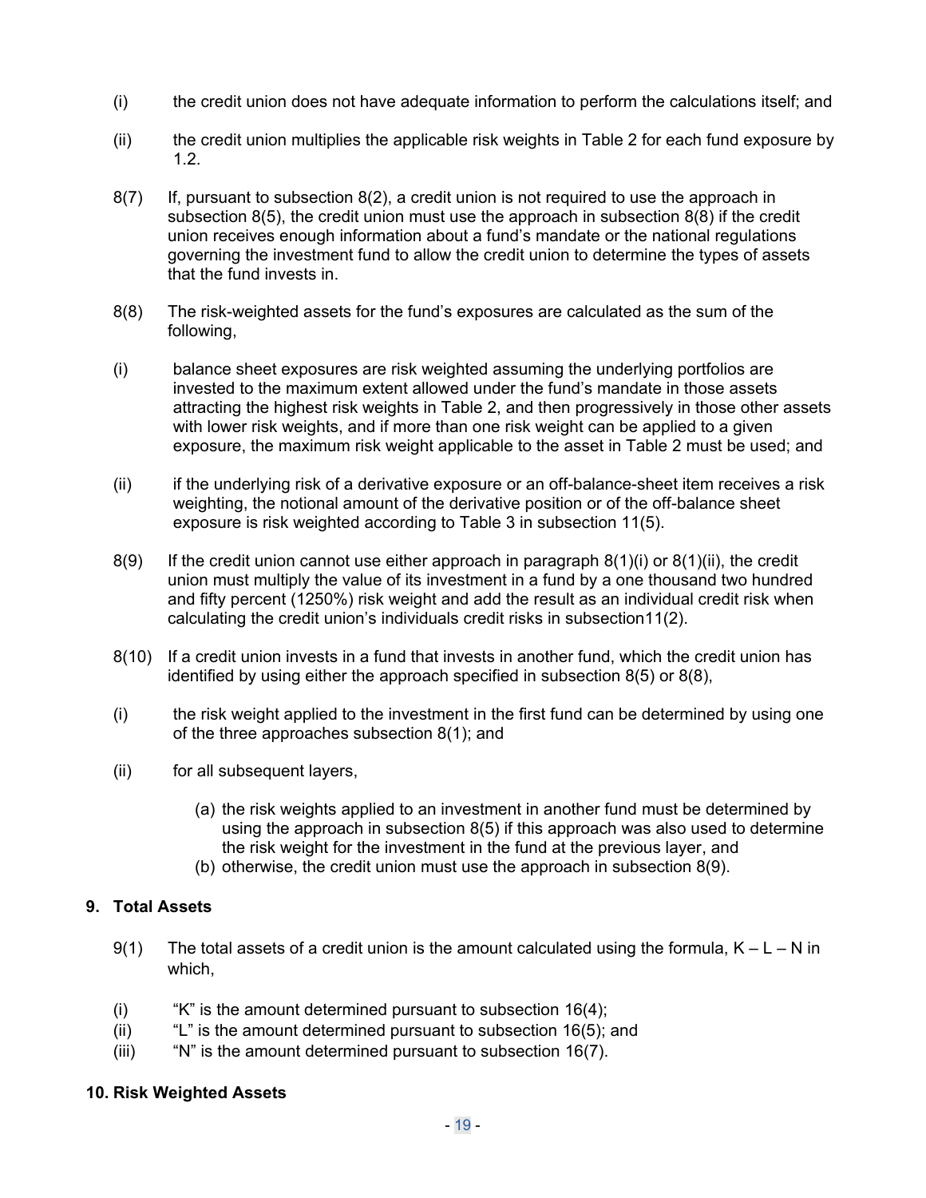(i) the credit union does not have adequate information to perform the calculations itself; and

(ii) the credit union multiplies the applicable risk weights in Table 2 for each fund exposure by 1.2.

8(7) If, pursuant to subsection 8(2), a credit union is not required to use the approach in subsection 8(5), the credit union must use the approach in subsection 8(8) if the credit union receives enough information about a fund's mandate or the national regulations governing the investment fund to allow the credit union to determine the types of assets that the fund invests in.

8(8) The risk-weighted assets for the fund's exposures are calculated as the sum of the following,

(i) balance sheet exposures are risk weighted assuming the underlying portfolios are invested to the maximum extent allowed under the fund's mandate in those assets attracting the highest risk weights in Table 2, and then progressively in those other assets with lower risk weights, and if more than one risk weight can be applied to a given exposure, the maximum risk weight applicable to the asset in Table 2 must be used; and

(ii) if the underlying risk of a derivative exposure or an off-balance-sheet item receives a risk weighting, the notional amount of the derivative position or of the off-balance sheet exposure is risk weighted according to Table 3 in subsection 11(5).

8(9) If the credit union cannot use either approach in paragraph 8(1)(i) or 8(1)(ii), the credit union must multiply the value of its investment in a fund by a one thousand two hundred and fifty percent (1250%) risk weight and add the result as an individual credit risk when calculating the credit union's individuals credit risks in subsection11(2).

8(10) If a credit union invests in a fund that invests in another fund, which the credit union has identified by using either the approach specified in subsection 8(5) or 8(8),

(i) the risk weight applied to the investment in the first fund can be determined by using one of the three approaches subsection 8(1); and

(ii) for all subsequent layers,

(a) the risk weights applied to an investment in another fund must be determined by using the approach in subsection 8(5) if this approach was also used to determine the risk weight for the investment in the fund at the previous layer, and
(b) otherwise, the credit union must use the approach in subsection 8(9).

## 9. Total Assets

9(1) The total assets of a credit union is the amount calculated using the formula, K – L – N in which,

(i) "K" is the amount determined pursuant to subsection 16(4);
(ii) "L" is the amount determined pursuant to subsection 16(5); and
(iii) "N" is the amount determined pursuant to subsection 16(7).

## 10. Risk Weighted Assets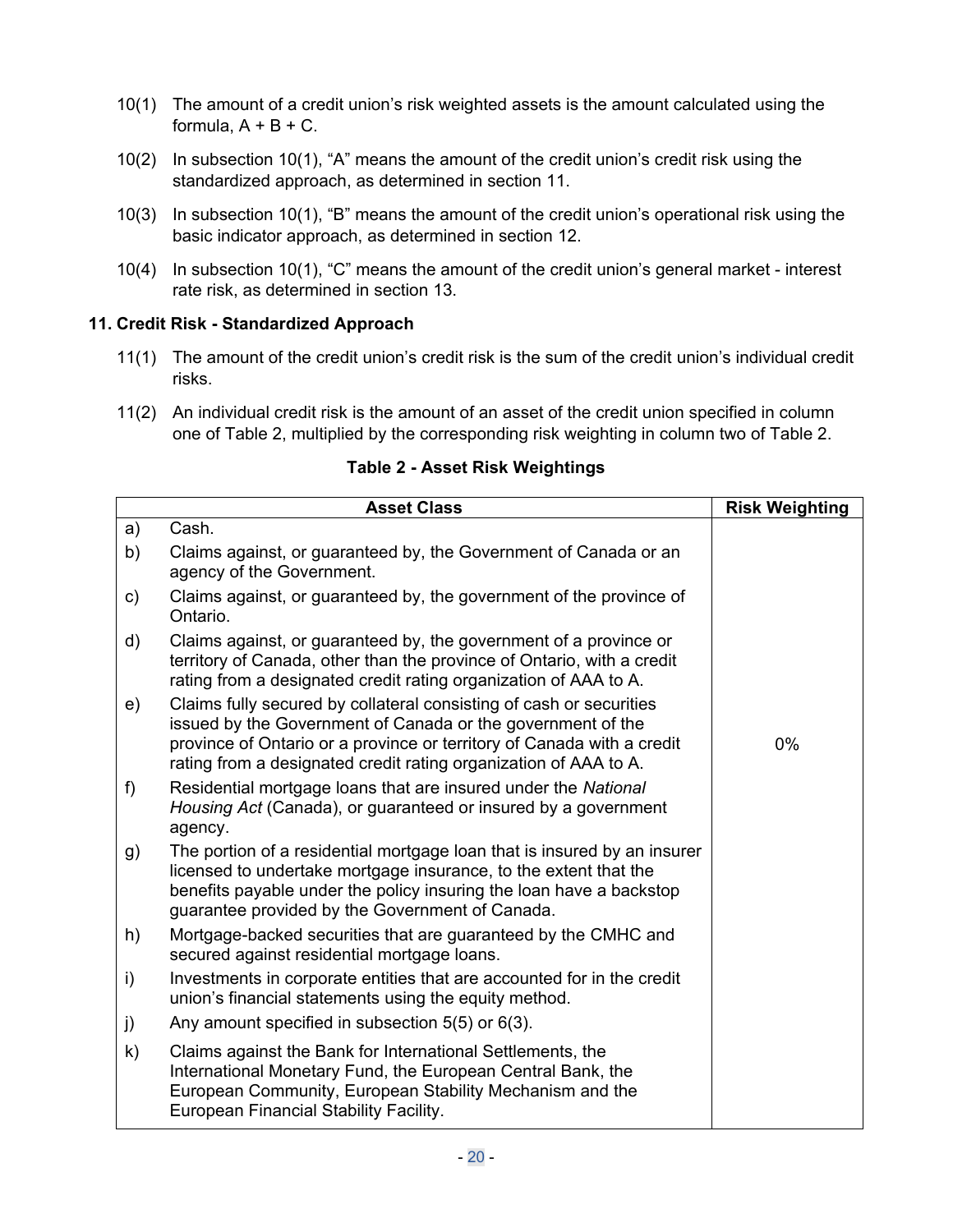10(1) The amount of a credit union's risk weighted assets is the amount calculated using the formula, A + B + C.

10(2) In subsection 10(1), "A" means the amount of the credit union's credit risk using the standardized approach, as determined in section 11.

10(3) In subsection 10(1), "B" means the amount of the credit union's operational risk using the basic indicator approach, as determined in section 12.

10(4) In subsection 10(1), "C" means the amount of the credit union's general market - interest rate risk, as determined in section 13.

### 11. Credit Risk - Standardized Approach

11(1) The amount of the credit union's credit risk is the sum of the credit union's individual credit risks.

11(2) An individual credit risk is the amount of an asset of the credit union specified in column one of Table 2, multiplied by the corresponding risk weighting in column two of Table 2.

**Table 2 - Asset Risk Weightings**

| | Asset Class | Risk Weighting |
|---|---|---|
| a) | Cash. | 0% |
| b) | Claims against, or guaranteed by, the Government of Canada or an agency of the Government. | |
| c) | Claims against, or guaranteed by, the government of the province of Ontario. | |
| d) | Claims against, or guaranteed by, the government of a province or territory of Canada, other than the province of Ontario, with a credit rating from a designated credit rating organization of AAA to A. | |
| e) | Claims fully secured by collateral consisting of cash or securities issued by the Government of Canada or the government of the province of Ontario or a province or territory of Canada with a credit rating from a designated credit rating organization of AAA to A. | |
| f) | Residential mortgage loans that are insured under the *National Housing Act* (Canada), or guaranteed or insured by a government agency. | |
| g) | The portion of a residential mortgage loan that is insured by an insurer licensed to undertake mortgage insurance, to the extent that the benefits payable under the policy insuring the loan have a backstop guarantee provided by the Government of Canada. | |
| h) | Mortgage-backed securities that are guaranteed by the CMHC and secured against residential mortgage loans. | |
| i) | Investments in corporate entities that are accounted for in the credit union's financial statements using the equity method. | |
| j) | Any amount specified in subsection 5(5) or 6(3). | |
| k) | Claims against the Bank for International Settlements, the International Monetary Fund, the European Central Bank, the European Community, European Stability Mechanism and the European Financial Stability Facility. | |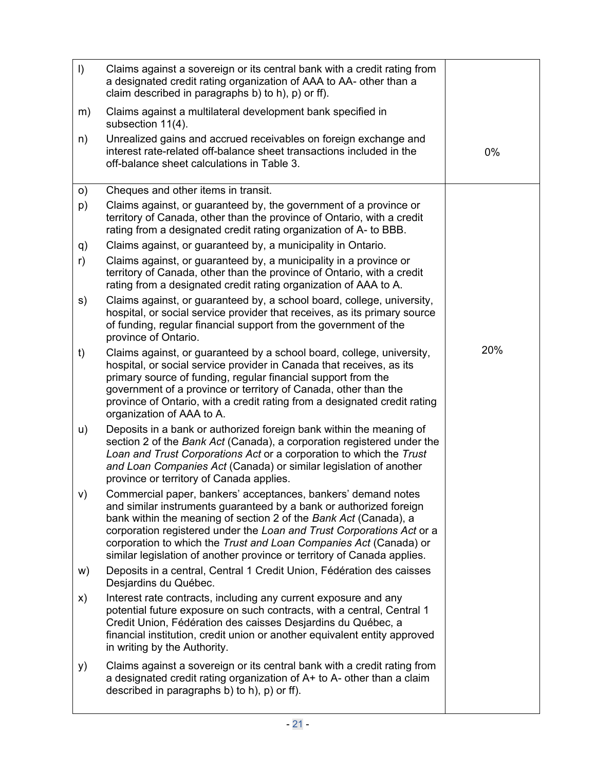| | | |
|---|---|---|
| l) | Claims against a sovereign or its central bank with a credit rating from a designated credit rating organization of AAA to AA- other than a claim described in paragraphs b) to h), p) or ff). | 0% |
| m) | Claims against a multilateral development bank specified in subsection 11(4). | |
| n) | Unrealized gains and accrued receivables on foreign exchange and interest rate-related off-balance sheet transactions included in the off-balance sheet calculations in Table 3. | |
| o) | Cheques and other items in transit. | 20% |
| p) | Claims against, or guaranteed by, the government of a province or territory of Canada, other than the province of Ontario, with a credit rating from a designated credit rating organization of A- to BBB. | |
| q) | Claims against, or guaranteed by, a municipality in Ontario. | |
| r) | Claims against, or guaranteed by, a municipality in a province or territory of Canada, other than the province of Ontario, with a credit rating from a designated credit rating organization of AAA to A. | |
| s) | Claims against, or guaranteed by, a school board, college, university, hospital, or social service provider that receives, as its primary source of funding, regular financial support from the government of the province of Ontario. | |
| t) | Claims against, or guaranteed by a school board, college, university, hospital, or social service provider in Canada that receives, as its primary source of funding, regular financial support from the government of a province or territory of Canada, other than the province of Ontario, with a credit rating from a designated credit rating organization of AAA to A. | |
| u) | Deposits in a bank or authorized foreign bank within the meaning of section 2 of the *Bank Act* (Canada), a corporation registered under the *Loan and Trust Corporations Act* or a corporation to which the *Trust and Loan Companies Act* (Canada) or similar legislation of another province or territory of Canada applies. | |
| v) | Commercial paper, bankers' acceptances, bankers' demand notes and similar instruments guaranteed by a bank or authorized foreign bank within the meaning of section 2 of the *Bank Act* (Canada), a corporation registered under the *Loan and Trust Corporations Act* or a corporation to which the *Trust and Loan Companies Act* (Canada) or similar legislation of another province or territory of Canada applies. | |
| w) | Deposits in a central, Central 1 Credit Union, Fédération des caisses Desjardins du Québec. | |
| x) | Interest rate contracts, including any current exposure and any potential future exposure on such contracts, with a central, Central 1 Credit Union, Fédération des caisses Desjardins du Québec, a financial institution, credit union or another equivalent entity approved in writing by the Authority. | |
| y) | Claims against a sovereign or its central bank with a credit rating from a designated credit rating organization of A+ to A- other than a claim described in paragraphs b) to h), p) or ff). | |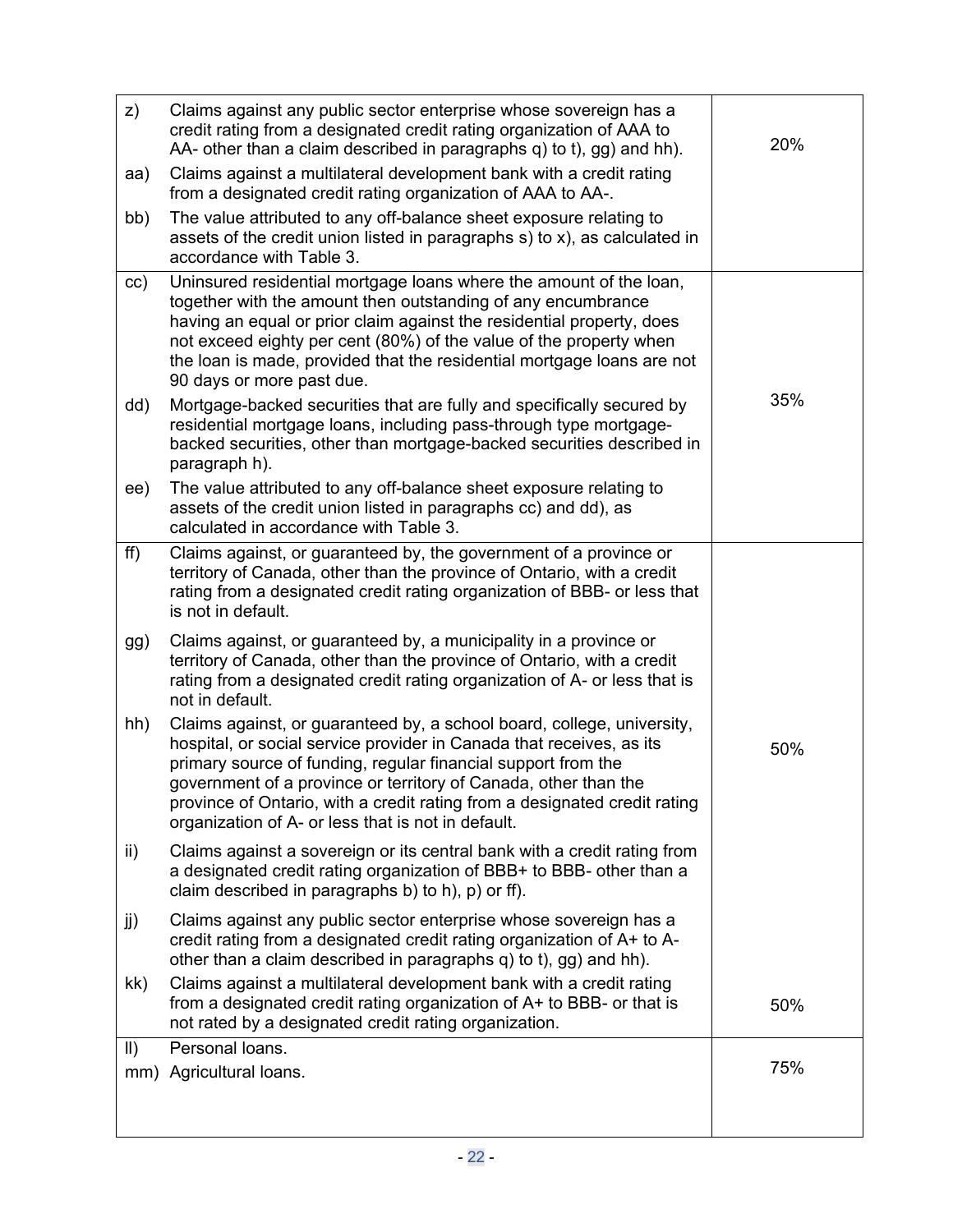| | | |
|---|---|---|
| z) | Claims against any public sector enterprise whose sovereign has a credit rating from a designated credit rating organization of AAA to AA- other than a claim described in paragraphs q) to t), gg) and hh). | 20% |
| aa) | Claims against a multilateral development bank with a credit rating from a designated credit rating organization of AAA to AA-. | |
| bb) | The value attributed to any off-balance sheet exposure relating to assets of the credit union listed in paragraphs s) to x), as calculated in accordance with Table 3. | |
| cc) | Uninsured residential mortgage loans where the amount of the loan, together with the amount then outstanding of any encumbrance having an equal or prior claim against the residential property, does not exceed eighty per cent (80%) of the value of the property when the loan is made, provided that the residential mortgage loans are not 90 days or more past due. | 35% |
| dd) | Mortgage-backed securities that are fully and specifically secured by residential mortgage loans, including pass-through type mortgage-backed securities, other than mortgage-backed securities described in paragraph h). | |
| ee) | The value attributed to any off-balance sheet exposure relating to assets of the credit union listed in paragraphs cc) and dd), as calculated in accordance with Table 3. | |
| ff) | Claims against, or guaranteed by, the government of a province or territory of Canada, other than the province of Ontario, with a credit rating from a designated credit rating organization of BBB- or less that is not in default. | 50% |
| gg) | Claims against, or guaranteed by, a municipality in a province or territory of Canada, other than the province of Ontario, with a credit rating from a designated credit rating organization of A- or less that is not in default. | |
| hh) | Claims against, or guaranteed by, a school board, college, university, hospital, or social service provider in Canada that receives, as its primary source of funding, regular financial support from the government of a province or territory of Canada, other than the province of Ontario, with a credit rating from a designated credit rating organization of A- or less that is not in default. | |
| ii) | Claims against a sovereign or its central bank with a credit rating from a designated credit rating organization of BBB+ to BBB- other than a claim described in paragraphs b) to h), p) or ff). | |
| jj) | Claims against any public sector enterprise whose sovereign has a credit rating from a designated credit rating organization of A+ to A- other than a claim described in paragraphs q) to t), gg) and hh). | |
| kk) | Claims against a multilateral development bank with a credit rating from a designated credit rating organization of A+ to BBB- or that is not rated by a designated credit rating organization. | 50% |
| ll) | Personal loans. | 75% |
| mm) | Agricultural loans. | |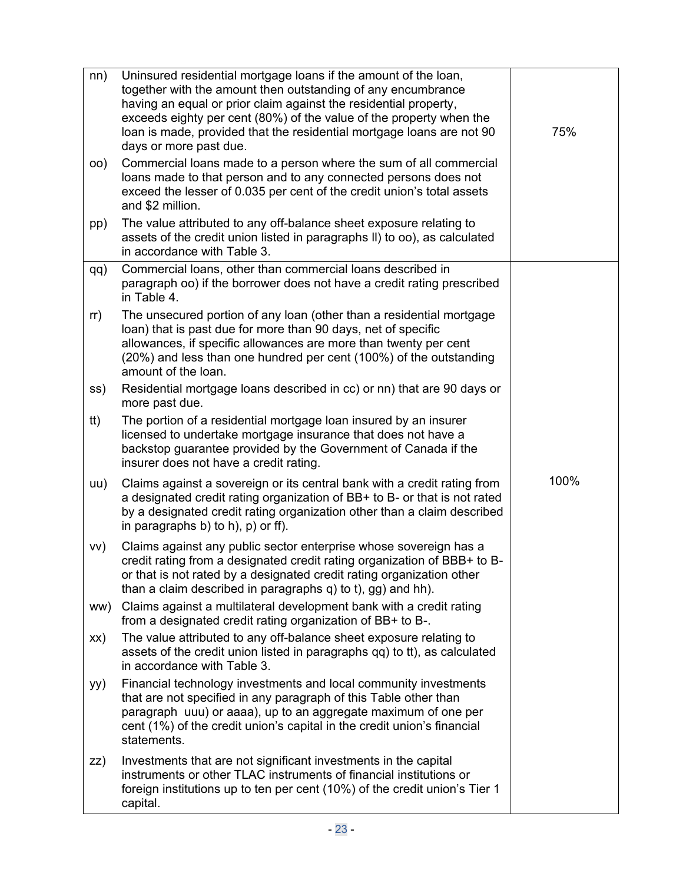| | | |
|---|---|---|
| nn) | Uninsured residential mortgage loans if the amount of the loan, together with the amount then outstanding of any encumbrance having an equal or prior claim against the residential property, exceeds eighty per cent (80%) of the value of the property when the loan is made, provided that the residential mortgage loans are not 90 days or more past due. | 75% |
| oo) | Commercial loans made to a person where the sum of all commercial loans made to that person and to any connected persons does not exceed the lesser of 0.035 per cent of the credit union's total assets and $2 million. | |
| pp) | The value attributed to any off-balance sheet exposure relating to assets of the credit union listed in paragraphs ll) to oo), as calculated in accordance with Table 3. | |
| qq) | Commercial loans, other than commercial loans described in paragraph oo) if the borrower does not have a credit rating prescribed in Table 4. | 100% |
| rr) | The unsecured portion of any loan (other than a residential mortgage loan) that is past due for more than 90 days, net of specific allowances, if specific allowances are more than twenty per cent (20%) and less than one hundred per cent (100%) of the outstanding amount of the loan. | |
| ss) | Residential mortgage loans described in cc) or nn) that are 90 days or more past due. | |
| tt) | The portion of a residential mortgage loan insured by an insurer licensed to undertake mortgage insurance that does not have a backstop guarantee provided by the Government of Canada if the insurer does not have a credit rating. | |
| uu) | Claims against a sovereign or its central bank with a credit rating from a designated credit rating organization of BB+ to B- or that is not rated by a designated credit rating organization other than a claim described in paragraphs b) to h), p) or ff). | |
| vv) | Claims against any public sector enterprise whose sovereign has a credit rating from a designated credit rating organization of BBB+ to B- or that is not rated by a designated credit rating organization other than a claim described in paragraphs q) to t), gg) and hh). | |
| ww) | Claims against a multilateral development bank with a credit rating from a designated credit rating organization of BB+ to B-. | |
| xx) | The value attributed to any off-balance sheet exposure relating to assets of the credit union listed in paragraphs qq) to tt), as calculated in accordance with Table 3. | |
| yy) | Financial technology investments and local community investments that are not specified in any paragraph of this Table other than paragraph uuu) or aaaa), up to an aggregate maximum of one per cent (1%) of the credit union's capital in the credit union's financial statements. | |
| zz) | Investments that are not significant investments in the capital instruments or other TLAC instruments of financial institutions or foreign institutions up to ten per cent (10%) of the credit union's Tier 1 capital. | |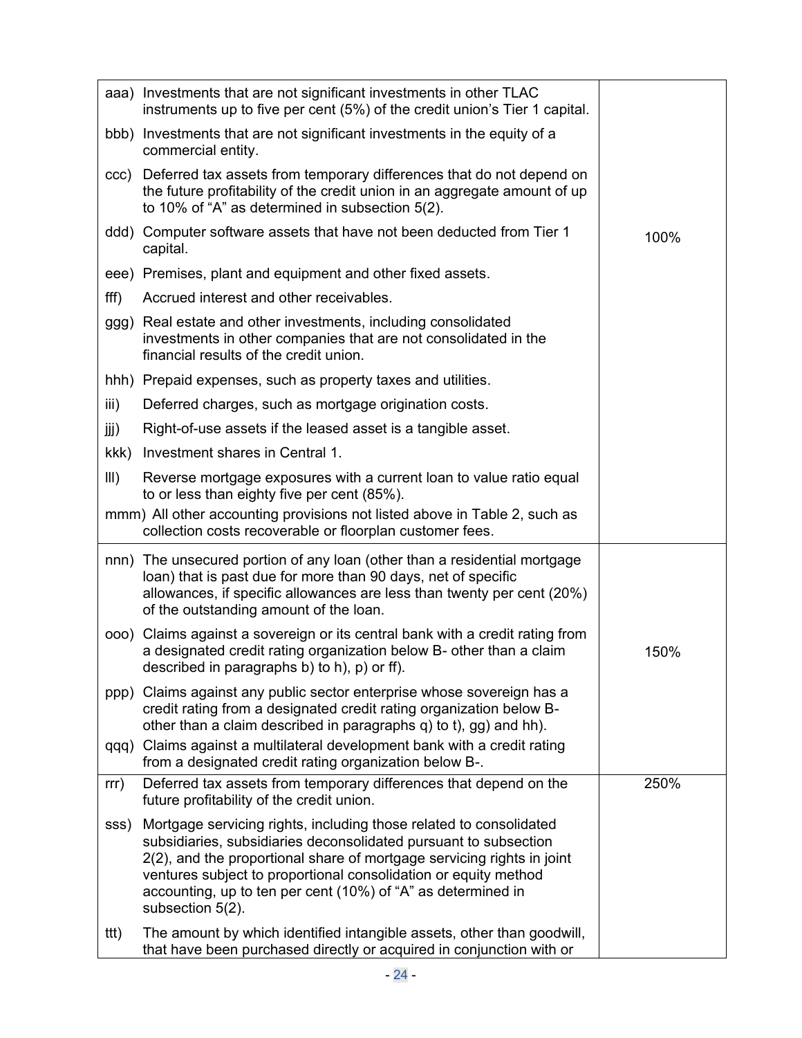| | |
|---|---|
| aaa) Investments that are not significant investments in other TLAC instruments up to five per cent (5%) of the credit union's Tier 1 capital.<br>bbb) Investments that are not significant investments in the equity of a commercial entity.<br>ccc) Deferred tax assets from temporary differences that do not depend on the future profitability of the credit union in an aggregate amount of up to 10% of "A" as determined in subsection 5(2).<br>ddd) Computer software assets that have not been deducted from Tier 1 capital.<br>eee) Premises, plant and equipment and other fixed assets.<br>fff) Accrued interest and other receivables.<br>ggg) Real estate and other investments, including consolidated investments in other companies that are not consolidated in the financial results of the credit union.<br>hhh) Prepaid expenses, such as property taxes and utilities.<br>iii) Deferred charges, such as mortgage origination costs.<br>jjj) Right-of-use assets if the leased asset is a tangible asset.<br>kkk) Investment shares in Central 1.<br>lll) Reverse mortgage exposures with a current loan to value ratio equal to or less than eighty five per cent (85%).<br>mmm) All other accounting provisions not listed above in Table 2, such as collection costs recoverable or floorplan customer fees. | 100% |
| nnn) The unsecured portion of any loan (other than a residential mortgage loan) that is past due for more than 90 days, net of specific allowances, if specific allowances are less than twenty per cent (20%) of the outstanding amount of the loan.<br>ooo) Claims against a sovereign or its central bank with a credit rating from a designated credit rating organization below B- other than a claim described in paragraphs b) to h), p) or ff).<br>ppp) Claims against any public sector enterprise whose sovereign has a credit rating from a designated credit rating organization below B- other than a claim described in paragraphs q) to t), gg) and hh).<br>qqq) Claims against a multilateral development bank with a credit rating from a designated credit rating organization below B-. | 150% |
| rrr) Deferred tax assets from temporary differences that depend on the future profitability of the credit union.<br>sss) Mortgage servicing rights, including those related to consolidated subsidiaries, subsidiaries deconsolidated pursuant to subsection 2(2), and the proportional share of mortgage servicing rights in joint ventures subject to proportional consolidation or equity method accounting, up to ten per cent (10%) of "A" as determined in subsection 5(2).<br>ttt) The amount by which identified intangible assets, other than goodwill, that have been purchased directly or acquired in conjunction with or | 250% |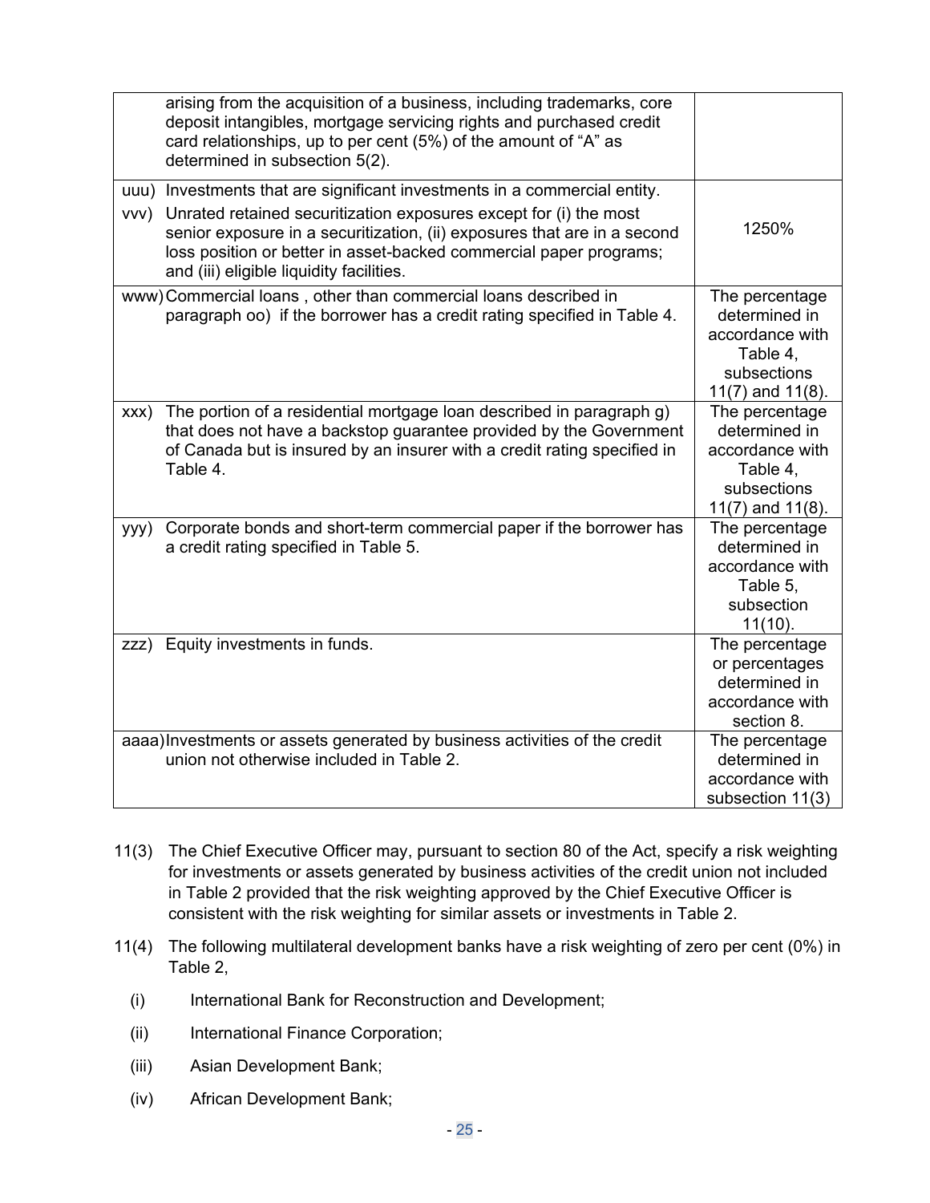| | |
|---|---|
| arising from the acquisition of a business, including trademarks, core deposit intangibles, mortgage servicing rights and purchased credit card relationships, up to per cent (5%) of the amount of "A" as determined in subsection 5(2). | |
| uuu) Investments that are significant investments in a commercial entity.<br>vvv) Unrated retained securitization exposures except for (i) the most senior exposure in a securitization, (ii) exposures that are in a second loss position or better in asset-backed commercial paper programs; and (iii) eligible liquidity facilities. | 1250% |
| www) Commercial loans , other than commercial loans described in paragraph oo) if the borrower has a credit rating specified in Table 4. | The percentage determined in accordance with Table 4, subsections 11(7) and 11(8). |
| xxx) The portion of a residential mortgage loan described in paragraph g) that does not have a backstop guarantee provided by the Government of Canada but is insured by an insurer with a credit rating specified in Table 4. | The percentage determined in accordance with Table 4, subsections 11(7) and 11(8). |
| yyy) Corporate bonds and short-term commercial paper if the borrower has a credit rating specified in Table 5. | The percentage determined in accordance with Table 5, subsection 11(10). |
| zzz) Equity investments in funds. | The percentage or percentages determined in accordance with section 8. |
| aaaa) Investments or assets generated by business activities of the credit union not otherwise included in Table 2. | The percentage determined in accordance with subsection 11(3) |

11(3) The Chief Executive Officer may, pursuant to section 80 of the Act, specify a risk weighting for investments or assets generated by business activities of the credit union not included in Table 2 provided that the risk weighting approved by the Chief Executive Officer is consistent with the risk weighting for similar assets or investments in Table 2.

11(4) The following multilateral development banks have a risk weighting of zero per cent (0%) in Table 2,

(i) International Bank for Reconstruction and Development;

(ii) International Finance Corporation;

(iii) Asian Development Bank;

(iv) African Development Bank;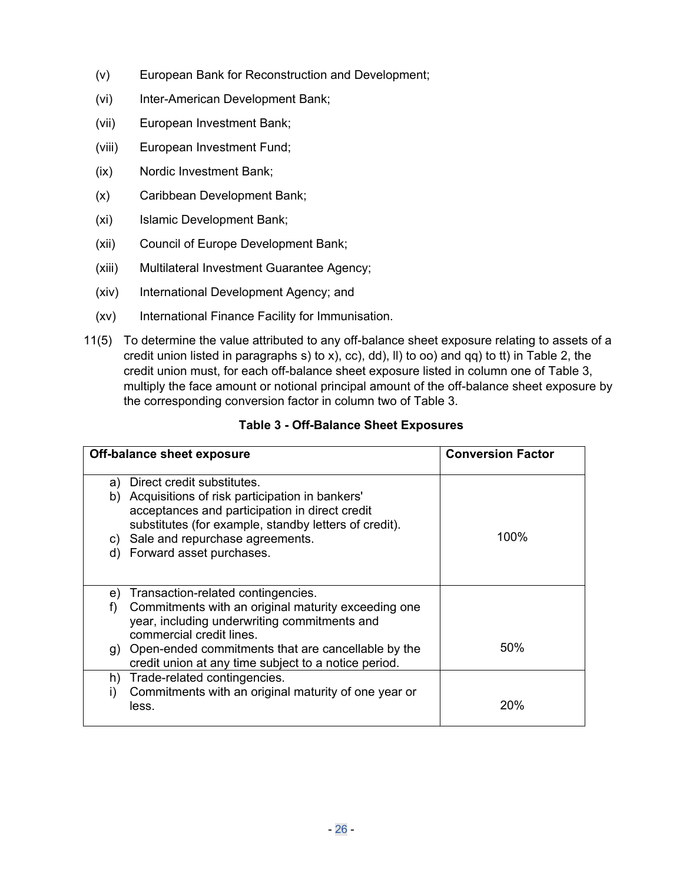(v) European Bank for Reconstruction and Development;

(vi) Inter-American Development Bank;

(vii) European Investment Bank;

(viii) European Investment Fund;

(ix) Nordic Investment Bank;

(x) Caribbean Development Bank;

(xi) Islamic Development Bank;

(xii) Council of Europe Development Bank;

(xiii) Multilateral Investment Guarantee Agency;

(xiv) International Development Agency; and

(xv) International Finance Facility for Immunisation.

11(5) To determine the value attributed to any off-balance sheet exposure relating to assets of a credit union listed in paragraphs s) to x), cc), dd), ll) to oo) and qq) to tt) in Table 2, the credit union must, for each off-balance sheet exposure listed in column one of Table 3, multiply the face amount or notional principal amount of the off-balance sheet exposure by the corresponding conversion factor in column two of Table 3.

**Table 3 - Off-Balance Sheet Exposures**

| Off-balance sheet exposure | Conversion Factor |
|---|---|
| a) Direct credit substitutes.<br>b) Acquisitions of risk participation in bankers' acceptances and participation in direct credit substitutes (for example, standby letters of credit).<br>c) Sale and repurchase agreements.<br>d) Forward asset purchases. | 100% |
| e) Transaction-related contingencies.<br>f) Commitments with an original maturity exceeding one year, including underwriting commitments and commercial credit lines.<br>g) Open-ended commitments that are cancellable by the credit union at any time subject to a notice period. | 50% |
| h) Trade-related contingencies.<br>i) Commitments with an original maturity of one year or less. | 20% |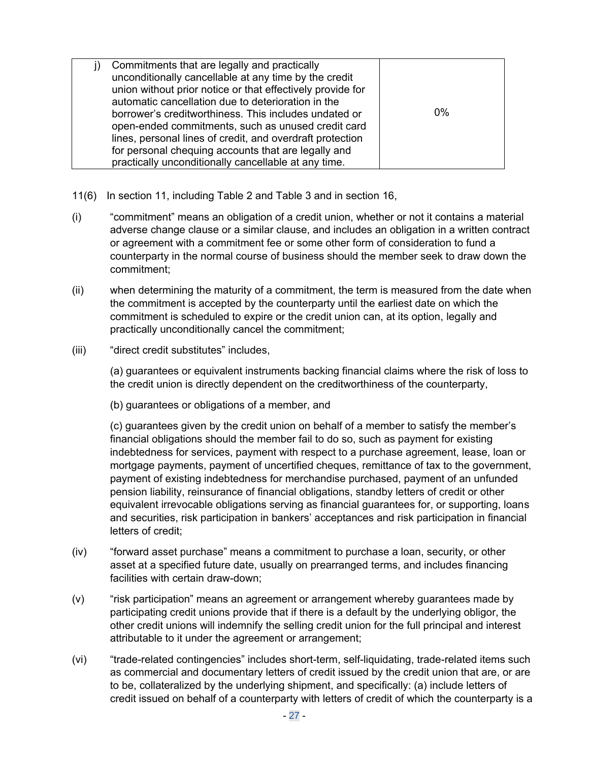| | |
|---|---|
| j) Commitments that are legally and practically unconditionally cancellable at any time by the credit union without prior notice or that effectively provide for automatic cancellation due to deterioration in the borrower's creditworthiness. This includes undated or open-ended commitments, such as unused credit card lines, personal lines of credit, and overdraft protection for personal chequing accounts that are legally and practically unconditionally cancellable at any time. | 0% |

11(6) In section 11, including Table 2 and Table 3 and in section 16,

(i) "commitment" means an obligation of a credit union, whether or not it contains a material adverse change clause or a similar clause, and includes an obligation in a written contract or agreement with a commitment fee or some other form of consideration to fund a counterparty in the normal course of business should the member seek to draw down the commitment;

(ii) when determining the maturity of a commitment, the term is measured from the date when the commitment is accepted by the counterparty until the earliest date on which the commitment is scheduled to expire or the credit union can, at its option, legally and practically unconditionally cancel the commitment;

(iii) "direct credit substitutes" includes,

(a) guarantees or equivalent instruments backing financial claims where the risk of loss to the credit union is directly dependent on the creditworthiness of the counterparty,

(b) guarantees or obligations of a member, and

(c) guarantees given by the credit union on behalf of a member to satisfy the member's financial obligations should the member fail to do so, such as payment for existing indebtedness for services, payment with respect to a purchase agreement, lease, loan or mortgage payments, payment of uncertified cheques, remittance of tax to the government, payment of existing indebtedness for merchandise purchased, payment of an unfunded pension liability, reinsurance of financial obligations, standby letters of credit or other equivalent irrevocable obligations serving as financial guarantees for, or supporting, loans and securities, risk participation in bankers' acceptances and risk participation in financial letters of credit;

(iv) "forward asset purchase" means a commitment to purchase a loan, security, or other asset at a specified future date, usually on prearranged terms, and includes financing facilities with certain draw-down;

(v) "risk participation" means an agreement or arrangement whereby guarantees made by participating credit unions provide that if there is a default by the underlying obligor, the other credit unions will indemnify the selling credit union for the full principal and interest attributable to it under the agreement or arrangement;

(vi) "trade-related contingencies" includes short-term, self-liquidating, trade-related items such as commercial and documentary letters of credit issued by the credit union that are, or are to be, collateralized by the underlying shipment, and specifically: (a) include letters of credit issued on behalf of a counterparty with letters of credit of which the counterparty is a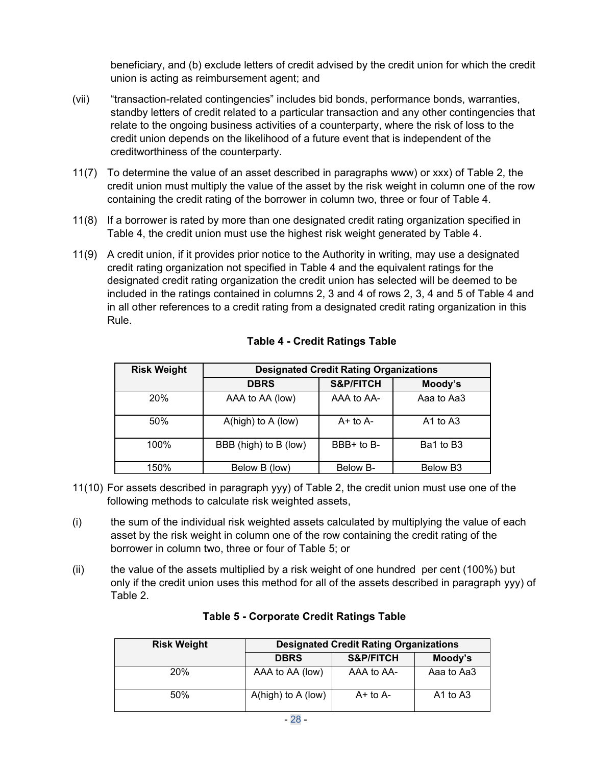beneficiary, and (b) exclude letters of credit advised by the credit union for which the credit union is acting as reimbursement agent; and

(vii) "transaction-related contingencies" includes bid bonds, performance bonds, warranties, standby letters of credit related to a particular transaction and any other contingencies that relate to the ongoing business activities of a counterparty, where the risk of loss to the credit union depends on the likelihood of a future event that is independent of the creditworthiness of the counterparty.

11(7) To determine the value of an asset described in paragraphs www) or xxx) of Table 2, the credit union must multiply the value of the asset by the risk weight in column one of the row containing the credit rating of the borrower in column two, three or four of Table 4.

11(8) If a borrower is rated by more than one designated credit rating organization specified in Table 4, the credit union must use the highest risk weight generated by Table 4.

11(9) A credit union, if it provides prior notice to the Authority in writing, may use a designated credit rating organization not specified in Table 4 and the equivalent ratings for the designated credit rating organization the credit union has selected will be deemed to be included in the ratings contained in columns 2, 3 and 4 of rows 2, 3, 4 and 5 of Table 4 and in all other references to a credit rating from a designated credit rating organization in this Rule.

**Table 4 - Credit Ratings Table**

| Risk Weight | Designated Credit Rating Organizations | | |
|---|---|---|---|
| | DBRS | S&P/FITCH | Moody's |
| 20% | AAA to AA (low) | AAA to AA- | Aaa to Aa3 |
| 50% | A(high) to A (low) | A+ to A- | A1 to A3 |
| 100% | BBB (high) to B (low) | BBB+ to B- | Ba1 to B3 |
| 150% | Below B (low) | Below B- | Below B3 |

11(10) For assets described in paragraph yyy) of Table 2, the credit union must use one of the following methods to calculate risk weighted assets,

(i) the sum of the individual risk weighted assets calculated by multiplying the value of each asset by the risk weight in column one of the row containing the credit rating of the borrower in column two, three or four of Table 5; or

(ii) the value of the assets multiplied by a risk weight of one hundred per cent (100%) but only if the credit union uses this method for all of the assets described in paragraph yyy) of Table 2.

**Table 5 - Corporate Credit Ratings Table**

| Risk Weight | Designated Credit Rating Organizations | | |
|---|---|---|---|
| | DBRS | S&P/FITCH | Moody's |
| 20% | AAA to AA (low) | AAA to AA- | Aaa to Aa3 |
| 50% | A(high) to A (low) | A+ to A- | A1 to A3 |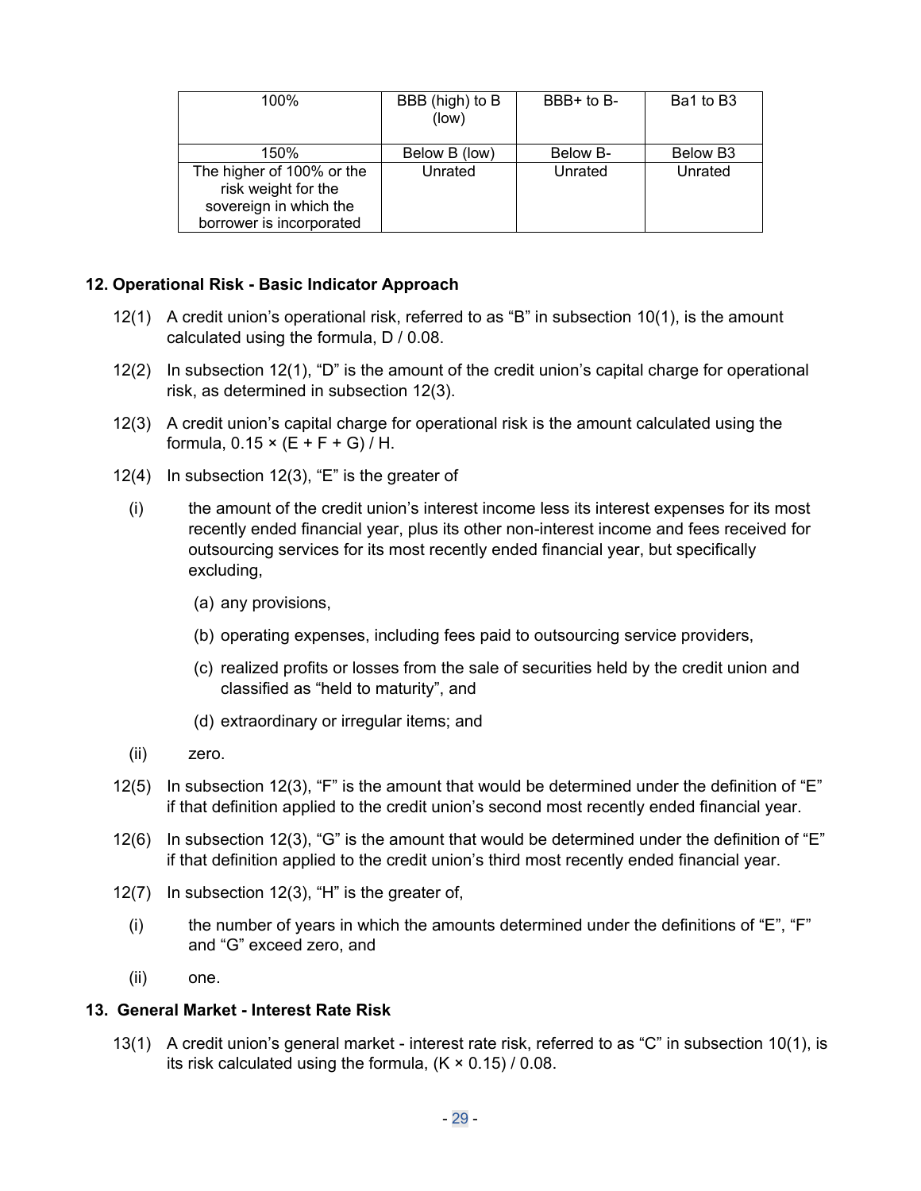| | | | |
|---|---|---|---|
| 100% | BBB (high) to B (low) | BBB+ to B- | Ba1 to B3 |
| 150% | Below B (low) | Below B- | Below B3 |
| The higher of 100% or the risk weight for the sovereign in which the borrower is incorporated | Unrated | Unrated | Unrated |

**12. Operational Risk - Basic Indicator Approach**

12(1) A credit union's operational risk, referred to as "B" in subsection 10(1), is the amount calculated using the formula, $D / 0.08$.

12(2) In subsection 12(1), "D" is the amount of the credit union's capital charge for operational risk, as determined in subsection 12(3).

12(3) A credit union's capital charge for operational risk is the amount calculated using the formula, $0.15 \times (E + F + G) / H$.

12(4) In subsection 12(3), "E" is the greater of

(i) the amount of the credit union's interest income less its interest expenses for its most recently ended financial year, plus its other non-interest income and fees received for outsourcing services for its most recently ended financial year, but specifically excluding,

(a) any provisions,

(b) operating expenses, including fees paid to outsourcing service providers,

(c) realized profits or losses from the sale of securities held by the credit union and classified as "held to maturity", and

(d) extraordinary or irregular items; and

(ii) zero.

12(5) In subsection 12(3), "F" is the amount that would be determined under the definition of "E" if that definition applied to the credit union's second most recently ended financial year.

12(6) In subsection 12(3), "G" is the amount that would be determined under the definition of "E" if that definition applied to the credit union's third most recently ended financial year.

12(7) In subsection 12(3), "H" is the greater of,

(i) the number of years in which the amounts determined under the definitions of "E", "F" and "G" exceed zero, and

(ii) one.

**13. General Market - Interest Rate Risk**

13(1) A credit union's general market - interest rate risk, referred to as "C" in subsection 10(1), is its risk calculated using the formula, $(K \times 0.15) / 0.08$.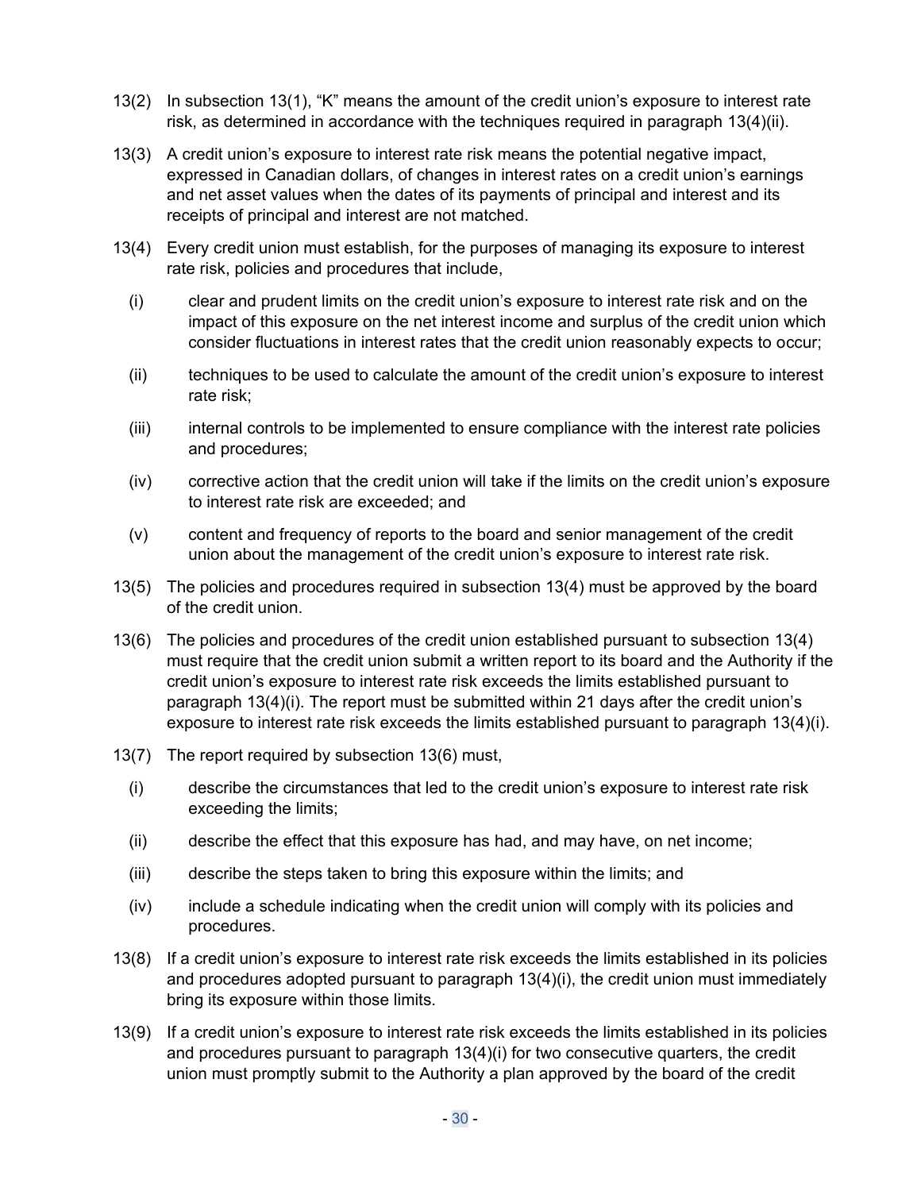13(2) In subsection 13(1), "K" means the amount of the credit union's exposure to interest rate risk, as determined in accordance with the techniques required in paragraph 13(4)(ii).

13(3) A credit union's exposure to interest rate risk means the potential negative impact, expressed in Canadian dollars, of changes in interest rates on a credit union's earnings and net asset values when the dates of its payments of principal and interest and its receipts of principal and interest are not matched.

13(4) Every credit union must establish, for the purposes of managing its exposure to interest rate risk, policies and procedures that include,

(i) clear and prudent limits on the credit union's exposure to interest rate risk and on the impact of this exposure on the net interest income and surplus of the credit union which consider fluctuations in interest rates that the credit union reasonably expects to occur;

(ii) techniques to be used to calculate the amount of the credit union's exposure to interest rate risk;

(iii) internal controls to be implemented to ensure compliance with the interest rate policies and procedures;

(iv) corrective action that the credit union will take if the limits on the credit union's exposure to interest rate risk are exceeded; and

(v) content and frequency of reports to the board and senior management of the credit union about the management of the credit union's exposure to interest rate risk.

13(5) The policies and procedures required in subsection 13(4) must be approved by the board of the credit union.

13(6) The policies and procedures of the credit union established pursuant to subsection 13(4) must require that the credit union submit a written report to its board and the Authority if the credit union's exposure to interest rate risk exceeds the limits established pursuant to paragraph 13(4)(i). The report must be submitted within 21 days after the credit union's exposure to interest rate risk exceeds the limits established pursuant to paragraph 13(4)(i).

13(7) The report required by subsection 13(6) must,

(i) describe the circumstances that led to the credit union's exposure to interest rate risk exceeding the limits;

(ii) describe the effect that this exposure has had, and may have, on net income;

(iii) describe the steps taken to bring this exposure within the limits; and

(iv) include a schedule indicating when the credit union will comply with its policies and procedures.

13(8) If a credit union's exposure to interest rate risk exceeds the limits established in its policies and procedures adopted pursuant to paragraph 13(4)(i), the credit union must immediately bring its exposure within those limits.

13(9) If a credit union's exposure to interest rate risk exceeds the limits established in its policies and procedures pursuant to paragraph 13(4)(i) for two consecutive quarters, the credit union must promptly submit to the Authority a plan approved by the board of the credit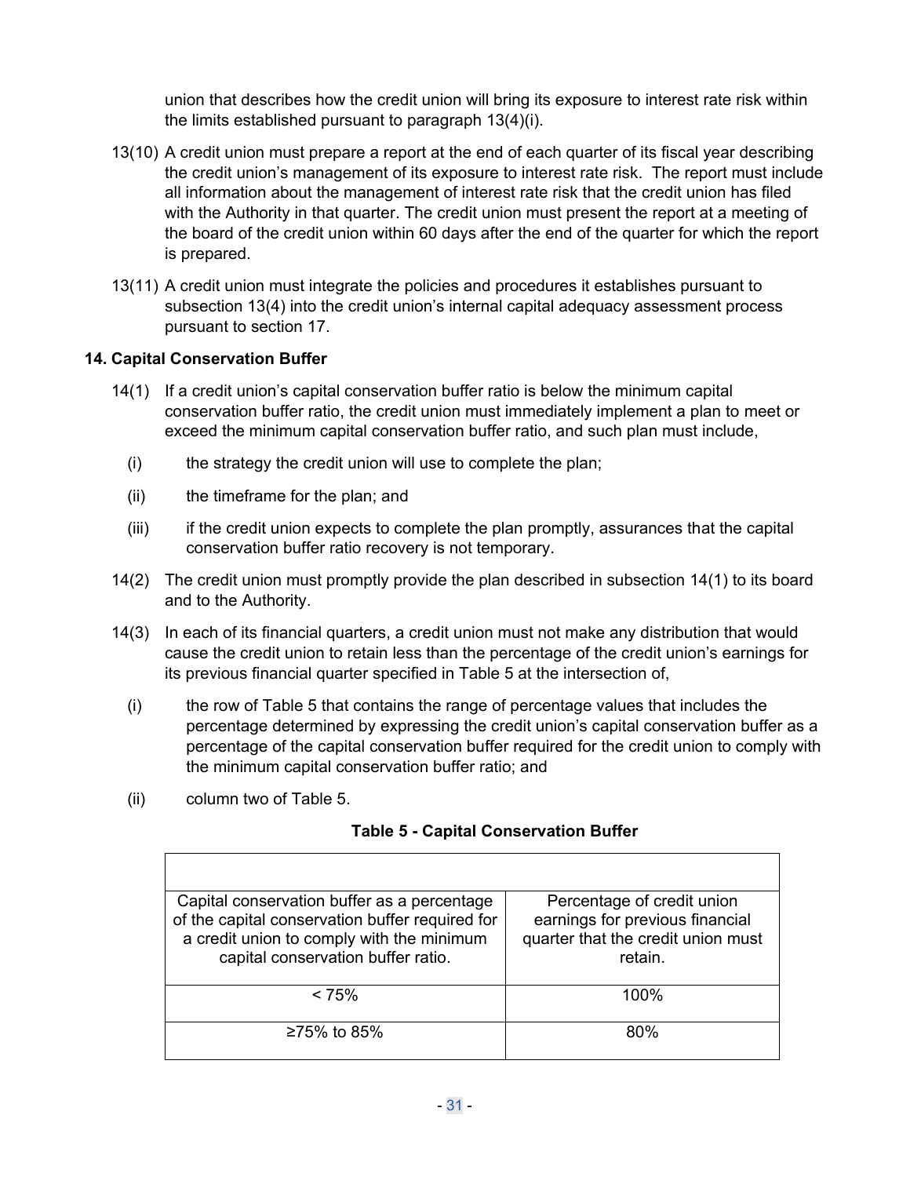union that describes how the credit union will bring its exposure to interest rate risk within the limits established pursuant to paragraph 13(4)(i).

13(10) A credit union must prepare a report at the end of each quarter of its fiscal year describing the credit union's management of its exposure to interest rate risk. The report must include all information about the management of interest rate risk that the credit union has filed with the Authority in that quarter. The credit union must present the report at a meeting of the board of the credit union within 60 days after the end of the quarter for which the report is prepared.

13(11) A credit union must integrate the policies and procedures it establishes pursuant to subsection 13(4) into the credit union's internal capital adequacy assessment process pursuant to section 17.

**14. Capital Conservation Buffer**

14(1) If a credit union's capital conservation buffer ratio is below the minimum capital conservation buffer ratio, the credit union must immediately implement a plan to meet or exceed the minimum capital conservation buffer ratio, and such plan must include,

(i) the strategy the credit union will use to complete the plan;

(ii) the timeframe for the plan; and

(iii) if the credit union expects to complete the plan promptly, assurances that the capital conservation buffer ratio recovery is not temporary.

14(2) The credit union must promptly provide the plan described in subsection 14(1) to its board and to the Authority.

14(3) In each of its financial quarters, a credit union must not make any distribution that would cause the credit union to retain less than the percentage of the credit union's earnings for its previous financial quarter specified in Table 5 at the intersection of,

(i) the row of Table 5 that contains the range of percentage values that includes the percentage determined by expressing the credit union's capital conservation buffer as a percentage of the capital conservation buffer required for the credit union to comply with the minimum capital conservation buffer ratio; and

(ii) column two of Table 5.

**Table 5 - Capital Conservation Buffer**

| Capital conservation buffer as a percentage of the capital conservation buffer required for a credit union to comply with the minimum capital conservation buffer ratio. | Percentage of credit union earnings for previous financial quarter that the credit union must retain. |
|---|---|
| < 75% | 100% |
| ≥75% to 85% | 80% |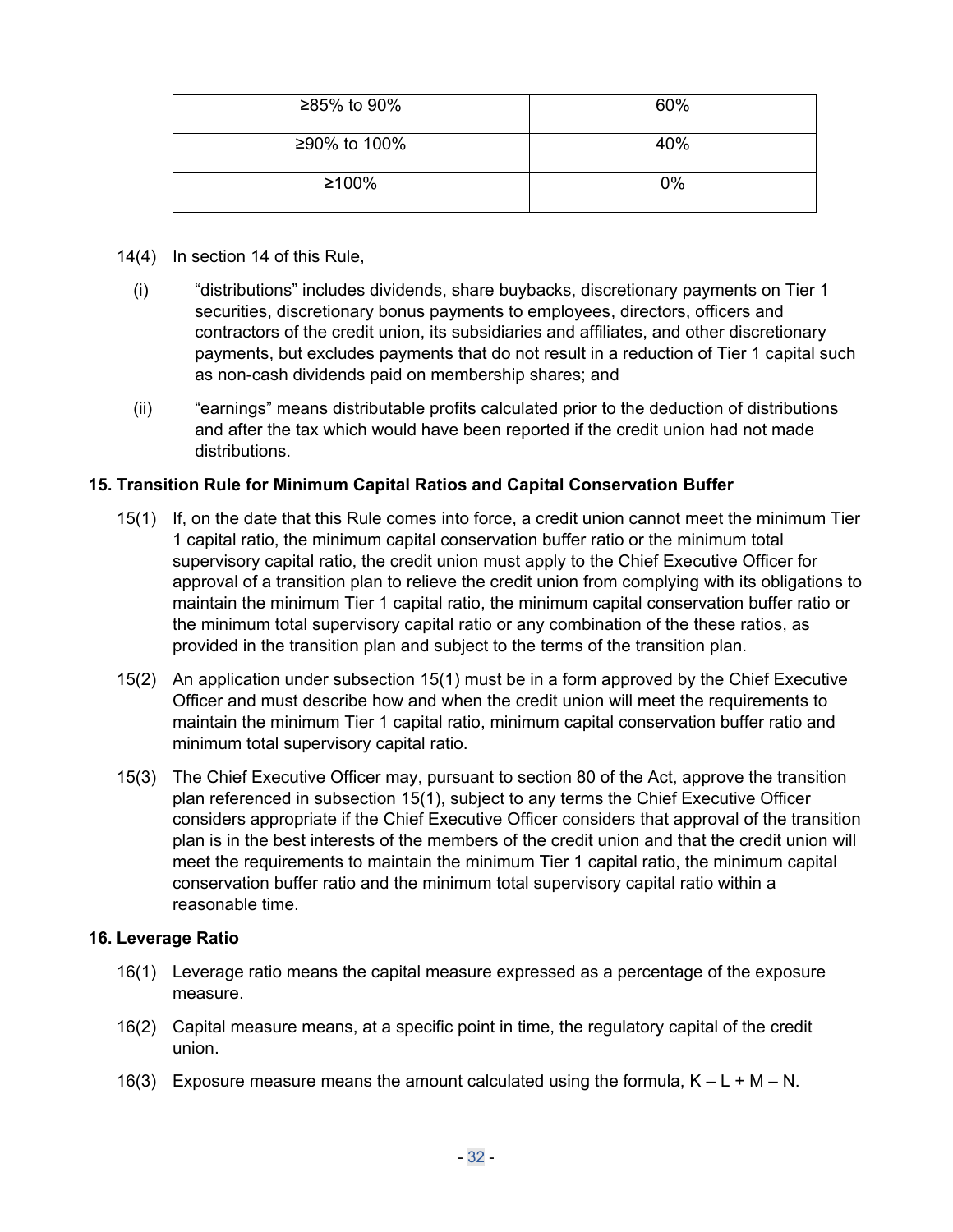| ≥85% to 90% | 60% |
|---|---|
| ≥90% to 100% | 40% |
| ≥100% | 0% |

14(4) In section 14 of this Rule,

(i) "distributions" includes dividends, share buybacks, discretionary payments on Tier 1 securities, discretionary bonus payments to employees, directors, officers and contractors of the credit union, its subsidiaries and affiliates, and other discretionary payments, but excludes payments that do not result in a reduction of Tier 1 capital such as non-cash dividends paid on membership shares; and

(ii) "earnings" means distributable profits calculated prior to the deduction of distributions and after the tax which would have been reported if the credit union had not made distributions.

**15. Transition Rule for Minimum Capital Ratios and Capital Conservation Buffer**

15(1) If, on the date that this Rule comes into force, a credit union cannot meet the minimum Tier 1 capital ratio, the minimum capital conservation buffer ratio or the minimum total supervisory capital ratio, the credit union must apply to the Chief Executive Officer for approval of a transition plan to relieve the credit union from complying with its obligations to maintain the minimum Tier 1 capital ratio, the minimum capital conservation buffer ratio or the minimum total supervisory capital ratio or any combination of the these ratios, as provided in the transition plan and subject to the terms of the transition plan.

15(2) An application under subsection 15(1) must be in a form approved by the Chief Executive Officer and must describe how and when the credit union will meet the requirements to maintain the minimum Tier 1 capital ratio, minimum capital conservation buffer ratio and minimum total supervisory capital ratio.

15(3) The Chief Executive Officer may, pursuant to section 80 of the Act, approve the transition plan referenced in subsection 15(1), subject to any terms the Chief Executive Officer considers appropriate if the Chief Executive Officer considers that approval of the transition plan is in the best interests of the members of the credit union and that the credit union will meet the requirements to maintain the minimum Tier 1 capital ratio, the minimum capital conservation buffer ratio and the minimum total supervisory capital ratio within a reasonable time.

**16. Leverage Ratio**

16(1) Leverage ratio means the capital measure expressed as a percentage of the exposure measure.

16(2) Capital measure means, at a specific point in time, the regulatory capital of the credit union.

16(3) Exposure measure means the amount calculated using the formula, $K - L + M - N$.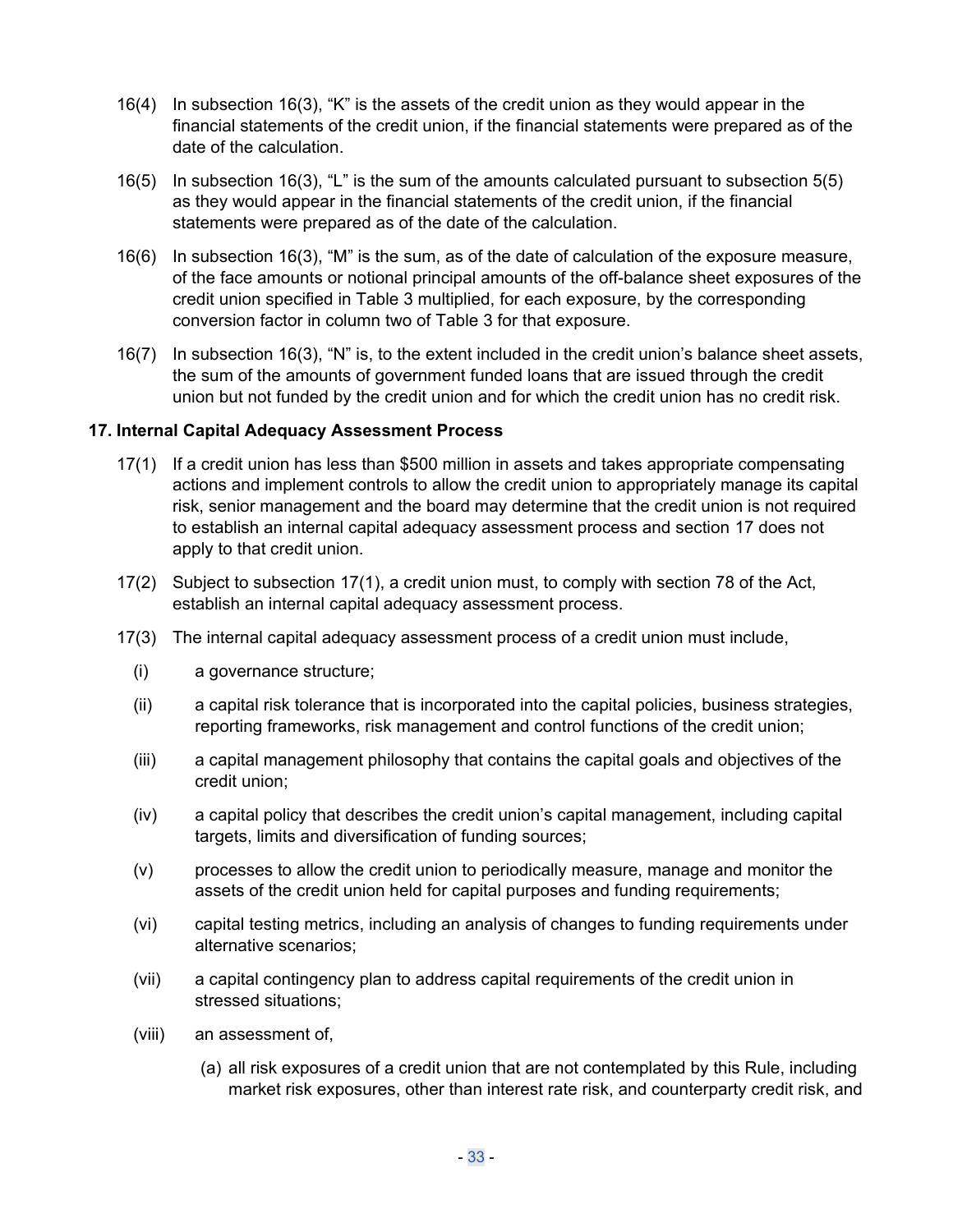16(4) In subsection 16(3), "K" is the assets of the credit union as they would appear in the financial statements of the credit union, if the financial statements were prepared as of the date of the calculation.

16(5) In subsection 16(3), "L" is the sum of the amounts calculated pursuant to subsection 5(5) as they would appear in the financial statements of the credit union, if the financial statements were prepared as of the date of the calculation.

16(6) In subsection 16(3), "M" is the sum, as of the date of calculation of the exposure measure, of the face amounts or notional principal amounts of the off-balance sheet exposures of the credit union specified in Table 3 multiplied, for each exposure, by the corresponding conversion factor in column two of Table 3 for that exposure.

16(7) In subsection 16(3), "N" is, to the extent included in the credit union's balance sheet assets, the sum of the amounts of government funded loans that are issued through the credit union but not funded by the credit union and for which the credit union has no credit risk.

**17. Internal Capital Adequacy Assessment Process**

17(1) If a credit union has less than $500 million in assets and takes appropriate compensating actions and implement controls to allow the credit union to appropriately manage its capital risk, senior management and the board may determine that the credit union is not required to establish an internal capital adequacy assessment process and section 17 does not apply to that credit union.

17(2) Subject to subsection 17(1), a credit union must, to comply with section 78 of the Act, establish an internal capital adequacy assessment process.

17(3) The internal capital adequacy assessment process of a credit union must include,

(i) a governance structure;

(ii) a capital risk tolerance that is incorporated into the capital policies, business strategies, reporting frameworks, risk management and control functions of the credit union;

(iii) a capital management philosophy that contains the capital goals and objectives of the credit union;

(iv) a capital policy that describes the credit union's capital management, including capital targets, limits and diversification of funding sources;

(v) processes to allow the credit union to periodically measure, manage and monitor the assets of the credit union held for capital purposes and funding requirements;

(vi) capital testing metrics, including an analysis of changes to funding requirements under alternative scenarios;

(vii) a capital contingency plan to address capital requirements of the credit union in stressed situations;

(viii) an assessment of,

(a) all risk exposures of a credit union that are not contemplated by this Rule, including market risk exposures, other than interest rate risk, and counterparty credit risk, and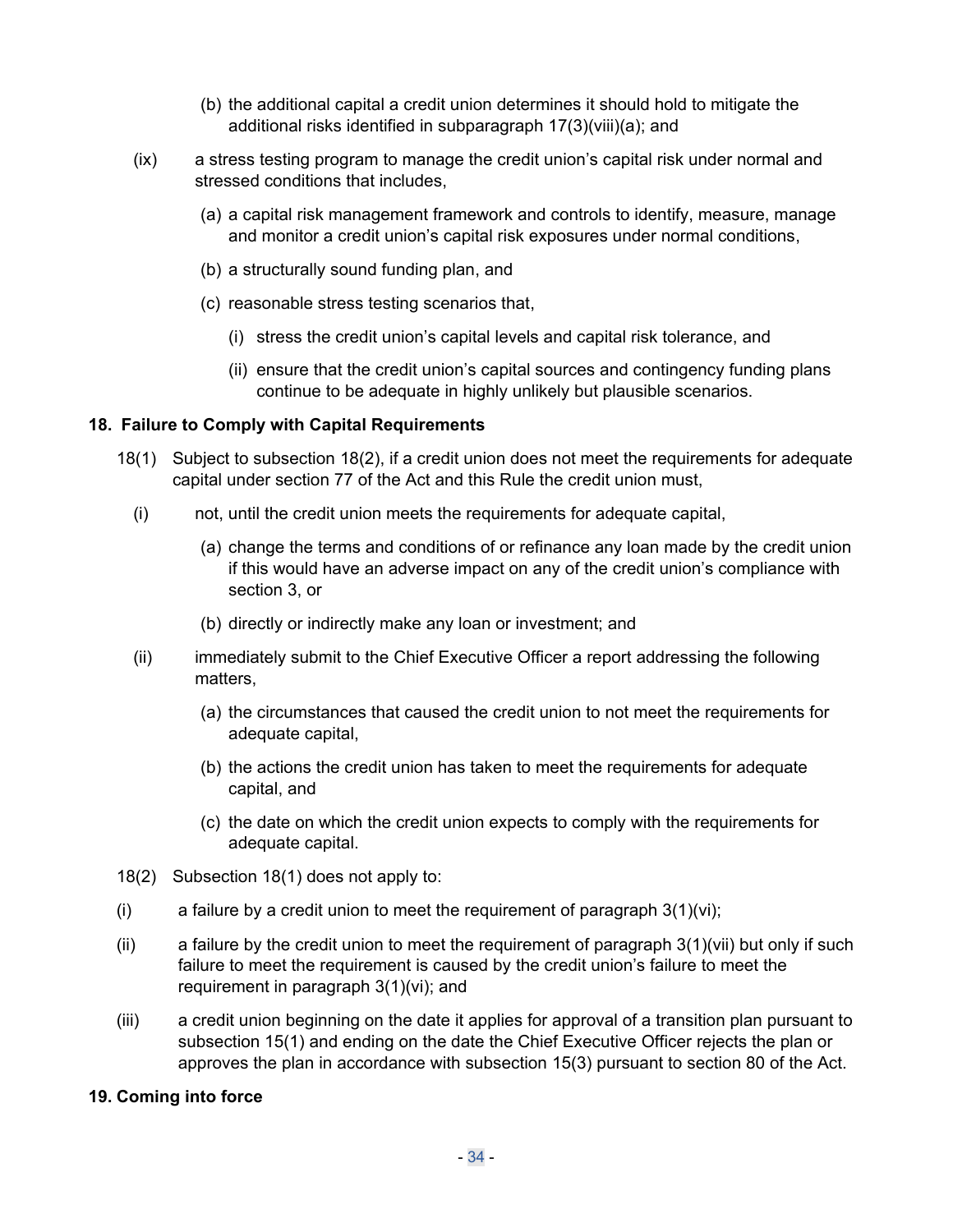(b) the additional capital a credit union determines it should hold to mitigate the additional risks identified in subparagraph 17(3)(viii)(a); and

(ix) a stress testing program to manage the credit union's capital risk under normal and stressed conditions that includes,

(a) a capital risk management framework and controls to identify, measure, manage and monitor a credit union's capital risk exposures under normal conditions,

(b) a structurally sound funding plan, and

(c) reasonable stress testing scenarios that,

(i) stress the credit union's capital levels and capital risk tolerance, and

(ii) ensure that the credit union's capital sources and contingency funding plans continue to be adequate in highly unlikely but plausible scenarios.

**18. Failure to Comply with Capital Requirements**

18(1) Subject to subsection 18(2), if a credit union does not meet the requirements for adequate capital under section 77 of the Act and this Rule the credit union must,

(i) not, until the credit union meets the requirements for adequate capital,

(a) change the terms and conditions of or refinance any loan made by the credit union if this would have an adverse impact on any of the credit union's compliance with section 3, or

(b) directly or indirectly make any loan or investment; and

(ii) immediately submit to the Chief Executive Officer a report addressing the following matters,

(a) the circumstances that caused the credit union to not meet the requirements for adequate capital,

(b) the actions the credit union has taken to meet the requirements for adequate capital, and

(c) the date on which the credit union expects to comply with the requirements for adequate capital.

18(2) Subsection 18(1) does not apply to:

(i) a failure by a credit union to meet the requirement of paragraph 3(1)(vi);

(ii) a failure by the credit union to meet the requirement of paragraph 3(1)(vii) but only if such failure to meet the requirement is caused by the credit union's failure to meet the requirement in paragraph 3(1)(vi); and

(iii) a credit union beginning on the date it applies for approval of a transition plan pursuant to subsection 15(1) and ending on the date the Chief Executive Officer rejects the plan or approves the plan in accordance with subsection 15(3) pursuant to section 80 of the Act.

**19. Coming into force**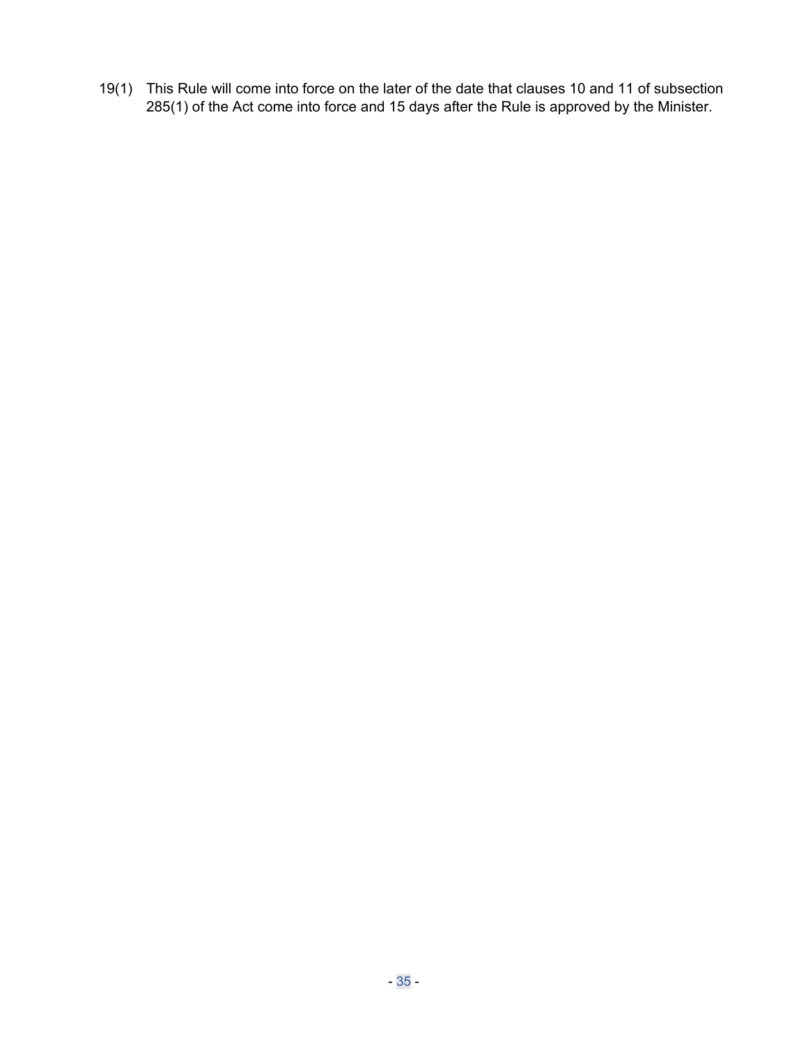19(1) This Rule will come into force on the later of the date that clauses 10 and 11 of subsection 285(1) of the Act come into force and 15 days after the Rule is approved by the Minister.